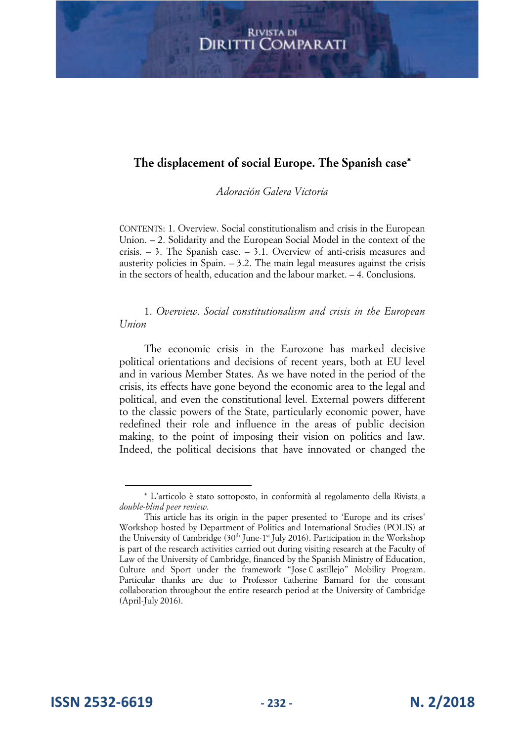# The displacement of social Europe. The Spanish case*

*Adoración Galera Victoria*

CONTENTS: 1. Overview. Social constitutionalism and crisis in the European Union. – 2. Solidarity and the European Social Model in the context of the crisis. – 3. The Spanish case. – 3.1. Overview of anti-crisis measures and austerity policies in Spain. – 3.2. The main legal measures against the crisis in the sectors of health, education and the labour market. – 4. Conclusions.

## 1. *Overview. Social constitutionalism and crisis in the European Union*

The economic crisis in the Eurozone has marked decisive political orientations and decisions of recent years, both at EU level and in various Member States. As we have noted in the period of the crisis, its effects have gone beyond the economic area to the legal and political, and even the constitutional level. External powers different to the classic powers of the State, particularly economic power, have redefined their role and influence in the areas of public decision making, to the point of imposing their vision on politics and law. Indeed, the political decisions that have innovated or changed the

---

* L'articolo è stato sottoposto, in conformità al regolamento della Rivista, a *double-blind peer review*.

This article has its origin in the paper presented to 'Europe and its crises' Workshop hosted by Department of Politics and International Studies (POLIS) at the University of Cambridge (30th June-1st July 2016). Participation in the Workshop is part of the research activities carried out during visiting research at the Faculty of Law of the University of Cambridge, financed by the Spanish Ministry of Education, Culture and Sport under the framework "Jose C astillejo" Mobility Program. Particular thanks are due to Professor Catherine Barnard for the constant collaboration throughout the entire research period at the University of Cambridge (April-July 2016).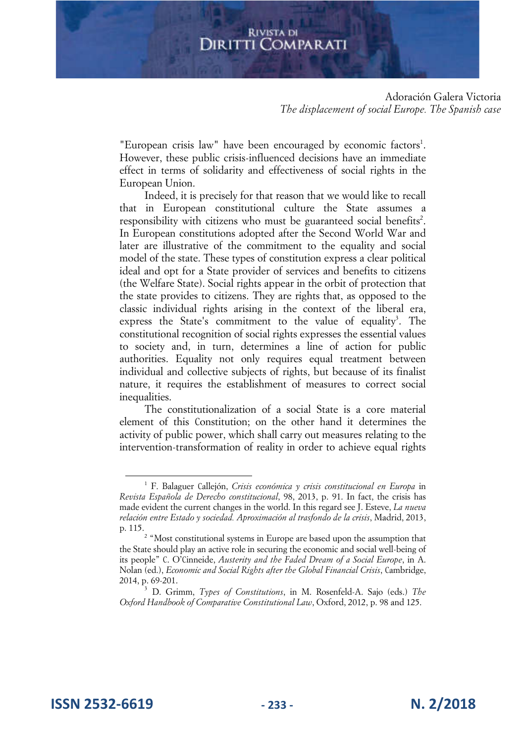"European crisis law" have been encouraged by economic factors[1]. However, these public crisis-influenced decisions have an immediate effect in terms of solidarity and effectiveness of social rights in the European Union.

Indeed, it is precisely for that reason that we would like to recall that in European constitutional culture the State assumes a responsibility with citizens who must be guaranteed social benefits[2]. In European constitutions adopted after the Second World War and later are illustrative of the commitment to the equality and social model of the state. These types of constitution express a clear political ideal and opt for a State provider of services and benefits to citizens (the Welfare State). Social rights appear in the orbit of protection that the state provides to citizens. They are rights that, as opposed to the classic individual rights arising in the context of the liberal era, express the State's commitment to the value of equality[3]. The constitutional recognition of social rights expresses the essential values to society and, in turn, determines a line of action for public authorities. Equality not only requires equal treatment between individual and collective subjects of rights, but because of its finalist nature, it requires the establishment of measures to correct social inequalities.

The constitutionalization of a social State is a core material element of this Constitution; on the other hand it determines the activity of public power, which shall carry out measures relating to the intervention-transformation of reality in order to achieve equal rights

---

[1] F. Balaguer Callejón, *Crisis económica y crisis constitucional en Europa* in *Revista Española de Derecho constitucional*, 98, 2013, p. 91. In fact, the crisis has made evident the current changes in the world. In this regard see J. Esteve, *La nueva relación entre Estado y sociedad. Aproximación al trasfondo de la crisis*, Madrid, 2013, p. 115.

[2] "Most constitutional systems in Europe are based upon the assumption that the State should play an active role in securing the economic and social well-being of its people" C. O'Cinneide, *Austerity and the Faded Dream of a Social Europe*, in A. Nolan (ed.), *Economic and Social Rights after the Global Financial Crisis*, Cambridge, 2014, p. 69-201.

[3] D. Grimm, *Types of Constitutions*, in M. Rosenfeld-A. Sajo (eds.) *The Oxford Handbook of Comparative Constitutional Law*, Oxford, 2012, p. 98 and 125.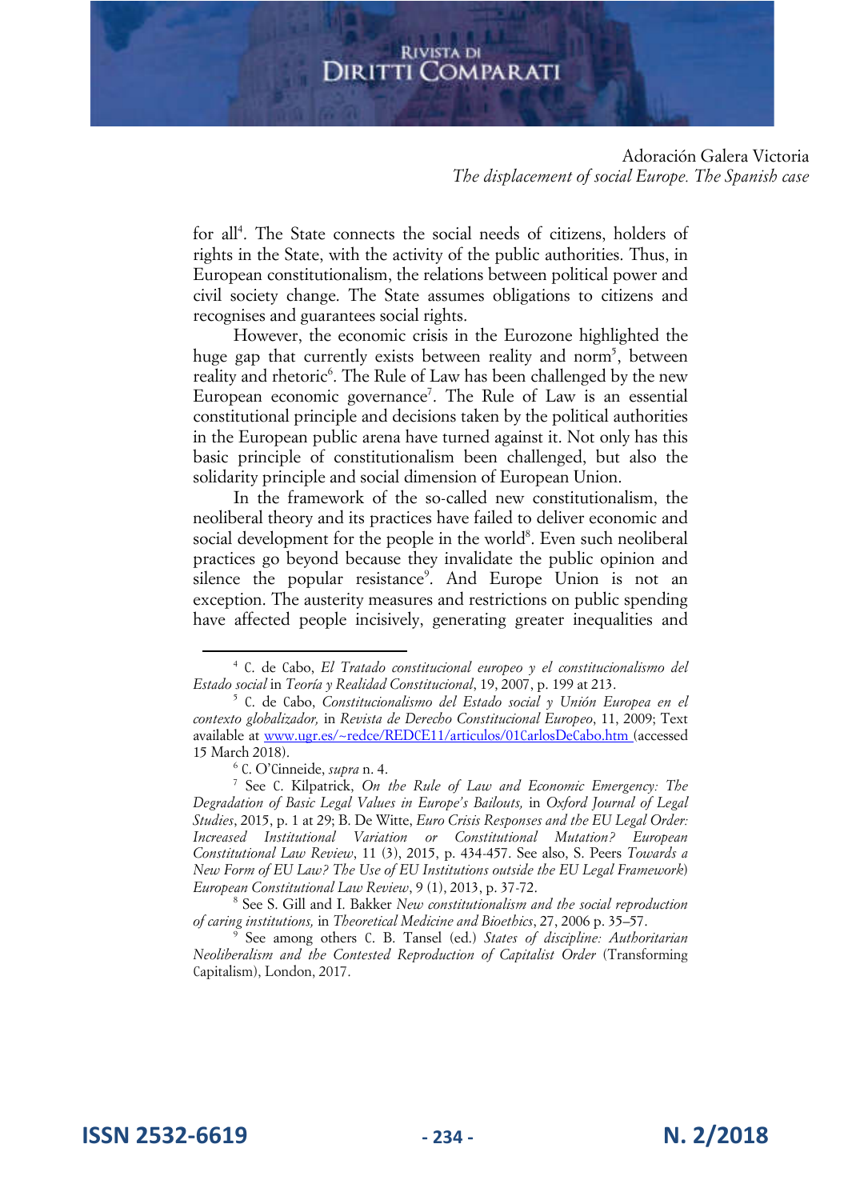for all[4]. The State connects the social needs of citizens, holders of rights in the State, with the activity of the public authorities. Thus, in European constitutionalism, the relations between political power and civil society change. The State assumes obligations to citizens and recognises and guarantees social rights.

However, the economic crisis in the Eurozone highlighted the huge gap that currently exists between reality and norm[5], between reality and rhetoric[6]. The Rule of Law has been challenged by the new European economic governance[7]. The Rule of Law is an essential constitutional principle and decisions taken by the political authorities in the European public arena have turned against it. Not only has this basic principle of constitutionalism been challenged, but also the solidarity principle and social dimension of European Union.

In the framework of the so-called new constitutionalism, the neoliberal theory and its practices have failed to deliver economic and social development for the people in the world[8]. Even such neoliberal practices go beyond because they invalidate the public opinion and silence the popular resistance[9]. And Europe Union is not an exception. The austerity measures and restrictions on public spending have affected people incisively, generating greater inequalities and

---

[4] C. de Cabo, *El Tratado constitucional europeo y el constitucionalismo del Estado social* in *Teoría y Realidad Constitucional*, 19, 2007, p. 199 at 213.

[5] C. de Cabo, *Constitucionalismo del Estado social y Unión Europea en el contexto globalizador,* in *Revista de Derecho Constitucional Europeo*, 11, 2009; Text available at www.ugr.es/~redce/REDCE11/articulos/01CarlosDeCabo.htm (accessed 15 March 2018).

[6] C. O'Cinneide, *supra* n. 4.

[7] See C. Kilpatrick, *On the Rule of Law and Economic Emergency: The Degradation of Basic Legal Values in Europe's Bailouts,* in *Oxford Journal of Legal Studies*, 2015, p. 1 at 29; B. De Witte, *Euro Crisis Responses and the EU Legal Order: Increased Institutional Variation or Constitutional Mutation? European Constitutional Law Review*, 11 (3), 2015, p. 434-457. See also, S. Peers *Towards a New Form of EU Law? The Use of EU Institutions outside the EU Legal Framework*) *European Constitutional Law Review*, 9 (1), 2013, p. 37-72.

[8] See S. Gill and I. Bakker *New constitutionalism and the social reproduction of caring institutions,* in *Theoretical Medicine and Bioethics*, 27, 2006 p. 35–57.

[9] See among others C. B. Tansel (ed.) *States of discipline: Authoritarian Neoliberalism and the Contested Reproduction of Capitalist Order* (Transforming Capitalism), London, 2017.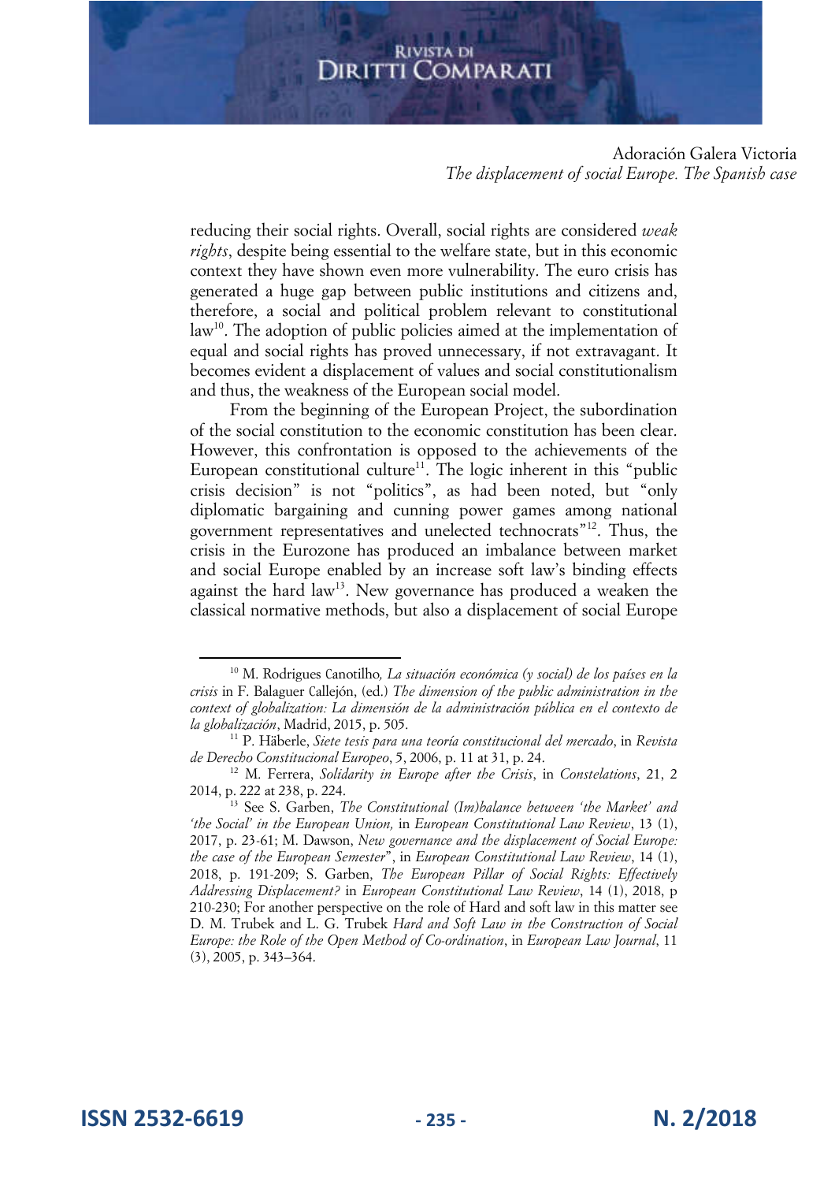reducing their social rights. Overall, social rights are considered *weak rights*, despite being essential to the welfare state, but in this economic context they have shown even more vulnerability. The euro crisis has generated a huge gap between public institutions and citizens and, therefore, a social and political problem relevant to constitutional law[10]. The adoption of public policies aimed at the implementation of equal and social rights has proved unnecessary, if not extravagant. It becomes evident a displacement of values and social constitutionalism and thus, the weakness of the European social model.

From the beginning of the European Project, the subordination of the social constitution to the economic constitution has been clear. However, this confrontation is opposed to the achievements of the European constitutional culture[11]. The logic inherent in this "public crisis decision" is not "politics", as had been noted, but "only diplomatic bargaining and cunning power games among national government representatives and unelected technocrats"[12]. Thus, the crisis in the Eurozone has produced an imbalance between market and social Europe enabled by an increase soft law's binding effects against the hard law[13]. New governance has produced a weaken the classical normative methods, but also a displacement of social Europe

---

[10] M. Rodrigues Canotilho*, La situación económica (y social) de los países en la crisis* in F. Balaguer Callejón, (ed.) *The dimension of the public administration in the context of globalization: La dimensión de la administración pública en el contexto de la globalización*, Madrid, 2015, p. 505.

[11] P. Häberle, *Siete tesis para una teoría constitucional del mercado*, in *Revista de Derecho Constitucional Europeo*, 5, 2006, p. 11 at 31, p. 24.

[12] M. Ferrera, *Solidarity in Europe after the Crisis*, in *Constelations*, 21, 2 2014, p. 222 at 238, p. 224.

[13] See S. Garben, *The Constitutional (Im)balance between 'the Market' and 'the Social' in the European Union,* in *European Constitutional Law Review*, 13 (1), 2017, p. 23-61; M. Dawson, *New governance and the displacement of Social Europe: the case of the European Semester*", in *European Constitutional Law Review*, 14 (1), 2018, p. 191-209; S. Garben, *The European Pillar of Social Rights: Effectively Addressing Displacement?* in *European Constitutional Law Review*, 14 (1), 2018, p 210-230; For another perspective on the role of Hard and soft law in this matter see D. M. Trubek and L. G. Trubek *Hard and Soft Law in the Construction of Social Europe: the Role of the Open Method of Co-ordination*, in *European Law Journal*, 11 (3), 2005, p. 343–364.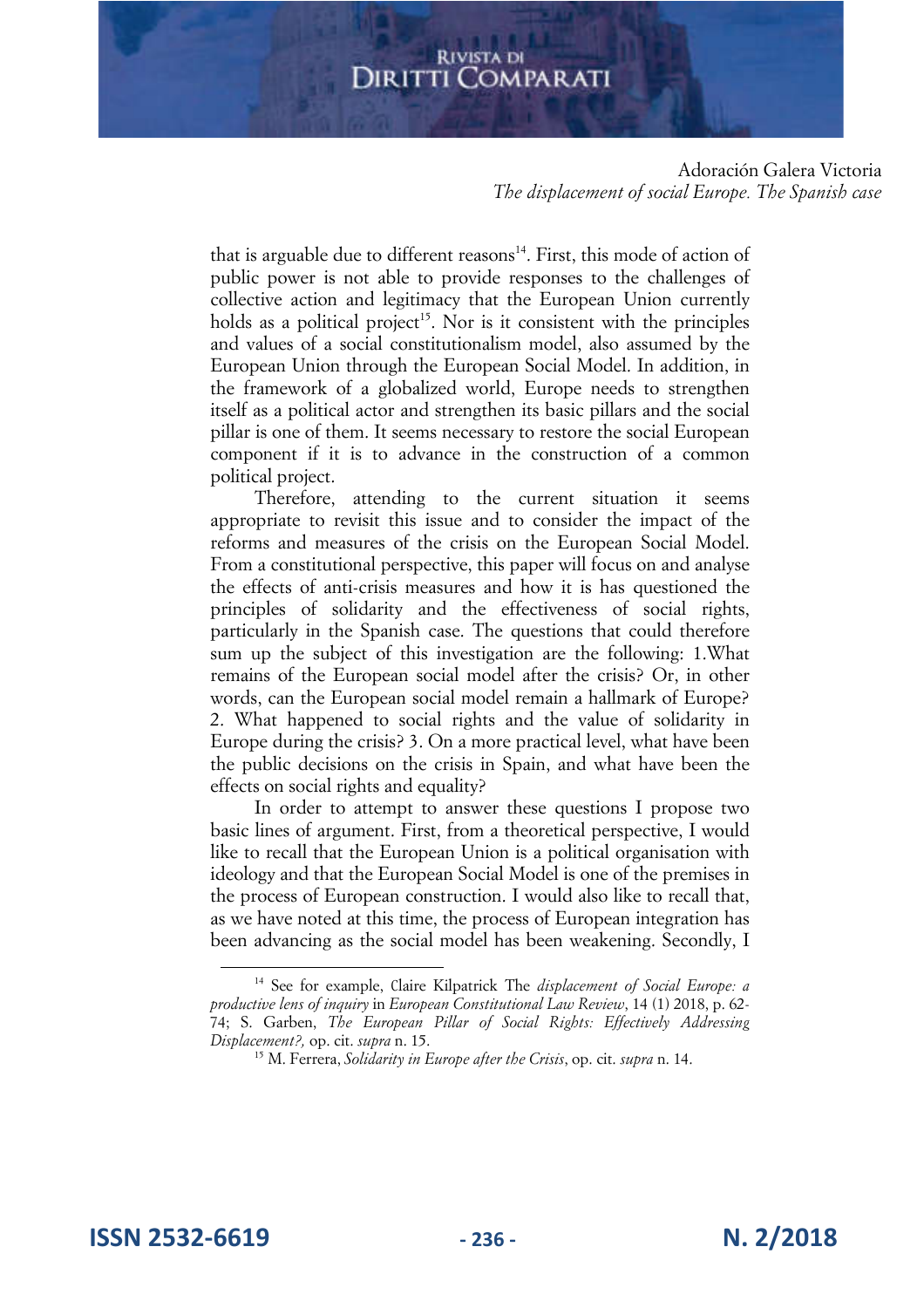that is arguable due to different reasons[14]. First, this mode of action of public power is not able to provide responses to the challenges of collective action and legitimacy that the European Union currently holds as a political project[15]. Nor is it consistent with the principles and values of a social constitutionalism model, also assumed by the European Union through the European Social Model. In addition, in the framework of a globalized world, Europe needs to strengthen itself as a political actor and strengthen its basic pillars and the social pillar is one of them. It seems necessary to restore the social European component if it is to advance in the construction of a common political project.

Therefore, attending to the current situation it seems appropriate to revisit this issue and to consider the impact of the reforms and measures of the crisis on the European Social Model. From a constitutional perspective, this paper will focus on and analyse the effects of anti-crisis measures and how it is has questioned the principles of solidarity and the effectiveness of social rights, particularly in the Spanish case. The questions that could therefore sum up the subject of this investigation are the following: 1.What remains of the European social model after the crisis? Or, in other words, can the European social model remain a hallmark of Europe? 2. What happened to social rights and the value of solidarity in Europe during the crisis? 3. On a more practical level, what have been the public decisions on the crisis in Spain, and what have been the effects on social rights and equality?

In order to attempt to answer these questions I propose two basic lines of argument. First, from a theoretical perspective, I would like to recall that the European Union is a political organisation with ideology and that the European Social Model is one of the premises in the process of European construction. I would also like to recall that, as we have noted at this time, the process of European integration has been advancing as the social model has been weakening. Secondly, I

[14] See for example, Claire Kilpatrick The *displacement of Social Europe: a productive lens of inquiry* in *European Constitutional Law Review*, 14 (1) 2018, p. 62-74; S. Garben, *The European Pillar of Social Rights: Effectively Addressing Displacement?,* op. cit. *supra* n. 15.

[15] M. Ferrera, *Solidarity in Europe after the Crisis*, op. cit. *supra* n. 14.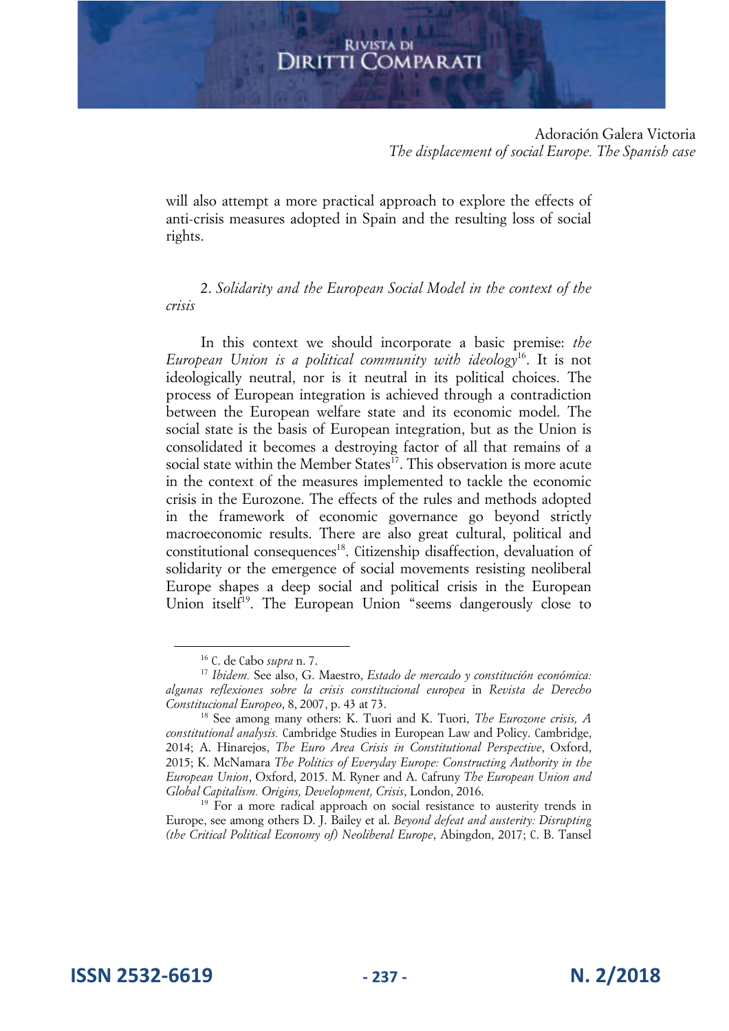will also attempt a more practical approach to explore the effects of anti-crisis measures adopted in Spain and the resulting loss of social rights.

## 2. *Solidarity and the European Social Model in the context of the crisis*

In this context we should incorporate a basic premise: *the European Union is a political community with ideology*[16]. It is not ideologically neutral, nor is it neutral in its political choices. The process of European integration is achieved through a contradiction between the European welfare state and its economic model. The social state is the basis of European integration, but as the Union is consolidated it becomes a destroying factor of all that remains of a social state within the Member States[17]. This observation is more acute in the context of the measures implemented to tackle the economic crisis in the Eurozone. The effects of the rules and methods adopted in the framework of economic governance go beyond strictly macroeconomic results. There are also great cultural, political and constitutional consequences[18]. Citizenship disaffection, devaluation of solidarity or the emergence of social movements resisting neoliberal Europe shapes a deep social and political crisis in the European Union itself[19]. The European Union "seems dangerously close to

---

[16] C. de Cabo *supra* n. 7.

[17] *Ibidem.* See also, G. Maestro, *Estado de mercado y constitución económica: algunas reflexiones sobre la crisis constitucional europea* in *Revista de Derecho Constitucional Europeo*, 8, 2007, p. 43 at 73.

[18] See among many others: K. Tuori and K. Tuori, *The Eurozone crisis, A constitutional analysis.* Cambridge Studies in European Law and Policy. Cambridge, 2014; A. Hinarejos, *The Euro Area Crisis in Constitutional Perspective*, Oxford, 2015; K. McNamara *The Politics of Everyday Europe: Constructing Authority in the European Union*, Oxford, 2015. M. Ryner and A. Cafruny *The European Union and Global Capitalism. Origins, Development, Crisis*, London, 2016.

[19] For a more radical approach on social resistance to austerity trends in Europe, see among others D. J. Bailey et al. *Beyond defeat and austerity: Disrupting (the Critical Political Economy of) Neoliberal Europe*, Abingdon, 2017; C. B. Tansel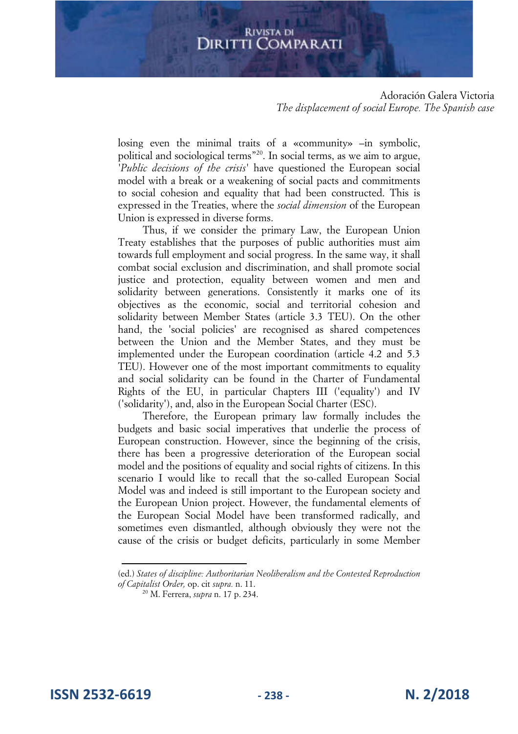losing even the minimal traits of a «community» –in symbolic, political and sociological terms"[20]. In social terms, as we aim to argue, '*Public decisions of the crisis*' have questioned the European social model with a break or a weakening of social pacts and commitments to social cohesion and equality that had been constructed. This is expressed in the Treaties, where the *social dimension* of the European Union is expressed in diverse forms.

Thus, if we consider the primary Law, the European Union Treaty establishes that the purposes of public authorities must aim towards full employment and social progress. In the same way, it shall combat social exclusion and discrimination, and shall promote social justice and protection, equality between women and men and solidarity between generations. Consistently it marks one of its objectives as the economic, social and territorial cohesion and solidarity between Member States (article 3.3 TEU). On the other hand, the 'social policies' are recognised as shared competences between the Union and the Member States, and they must be implemented under the European coordination (article 4.2 and 5.3 TEU). However one of the most important commitments to equality and social solidarity can be found in the Charter of Fundamental Rights of the EU, in particular Chapters III ('equality') and IV ('solidarity'), and, also in the European Social Charter (ESC).

Therefore, the European primary law formally includes the budgets and basic social imperatives that underlie the process of European construction. However, since the beginning of the crisis, there has been a progressive deterioration of the European social model and the positions of equality and social rights of citizens. In this scenario I would like to recall that the so-called European Social Model was and indeed is still important to the European society and the European Union project. However, the fundamental elements of the European Social Model have been transformed radically, and sometimes even dismantled, although obviously they were not the cause of the crisis or budget deficits, particularly in some Member

---

(ed.) *States of discipline: Authoritarian Neoliberalism and the Contested Reproduction of Capitalist Order,* op. cit *supra.* n. 11.

[20] M. Ferrera, *supra* n. 17 p. 234.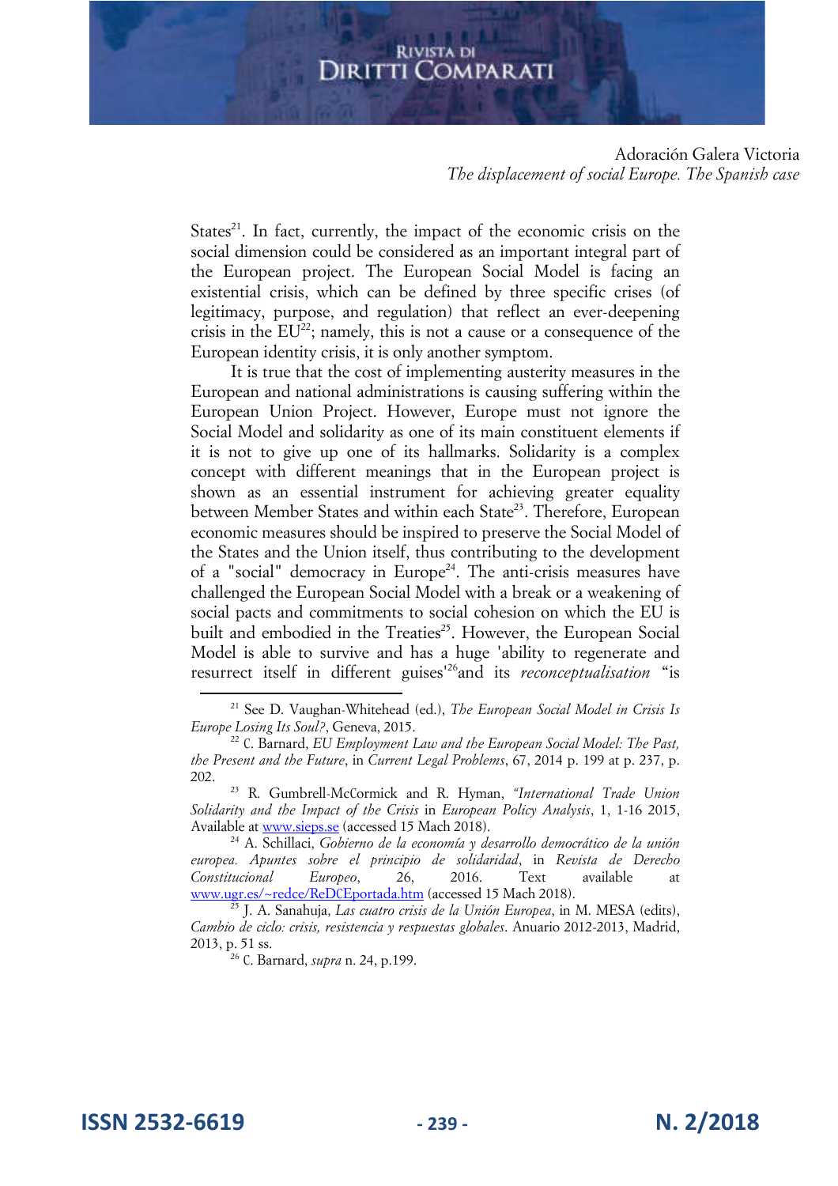States[21]. In fact, currently, the impact of the economic crisis on the social dimension could be considered as an important integral part of the European project. The European Social Model is facing an existential crisis, which can be defined by three specific crises (of legitimacy, purpose, and regulation) that reflect an ever-deepening crisis in the EU[22]; namely, this is not a cause or a consequence of the European identity crisis, it is only another symptom.

It is true that the cost of implementing austerity measures in the European and national administrations is causing suffering within the European Union Project. However, Europe must not ignore the Social Model and solidarity as one of its main constituent elements if it is not to give up one of its hallmarks. Solidarity is a complex concept with different meanings that in the European project is shown as an essential instrument for achieving greater equality between Member States and within each State[23]. Therefore, European economic measures should be inspired to preserve the Social Model of the States and the Union itself, thus contributing to the development of a "social" democracy in Europe[24]. The anti-crisis measures have challenged the European Social Model with a break or a weakening of social pacts and commitments to social cohesion on which the EU is built and embodied in the Treaties[25]. However, the European Social Model is able to survive and has a huge 'ability to regenerate and resurrect itself in different guises'[26]and its *reconceptualisation* "is

---

[21] See D. Vaughan-Whitehead (ed.), *The European Social Model in Crisis Is Europe Losing Its Soul?*, Geneva, 2015.

[22] C. Barnard, *EU Employment Law and the European Social Model: The Past, the Present and the Future*, in *Current Legal Problems*, 67, 2014 p. 199 at p. 237, p. 202.

[23] R. Gumbrell-McCormick and R. Hyman, *"International Trade Union Solidarity and the Impact of the Crisis* in *European Policy Analysis*, 1, 1-16 2015, Available at www.sieps.se (accessed 15 Mach 2018).

[24] A. Schillaci, *Gobierno de la economía y desarrollo democrático de la unión europea. Apuntes sobre el principio de solidaridad*, in *Revista de Derecho Constitucional Europeo*, 26, 2016. Text available at www.ugr.es/~redce/ReDCEportada.htm (accessed 15 Mach 2018).

[25] J. A. Sanahuja, *Las cuatro crisis de la Unión Europea*, in M. MESA (edits), *Cambio de ciclo: crisis, resistencia y respuestas globales*. Anuario 2012-2013, Madrid, 2013, p. 51 ss.

[26] C. Barnard, *supra* n. 24, p.199.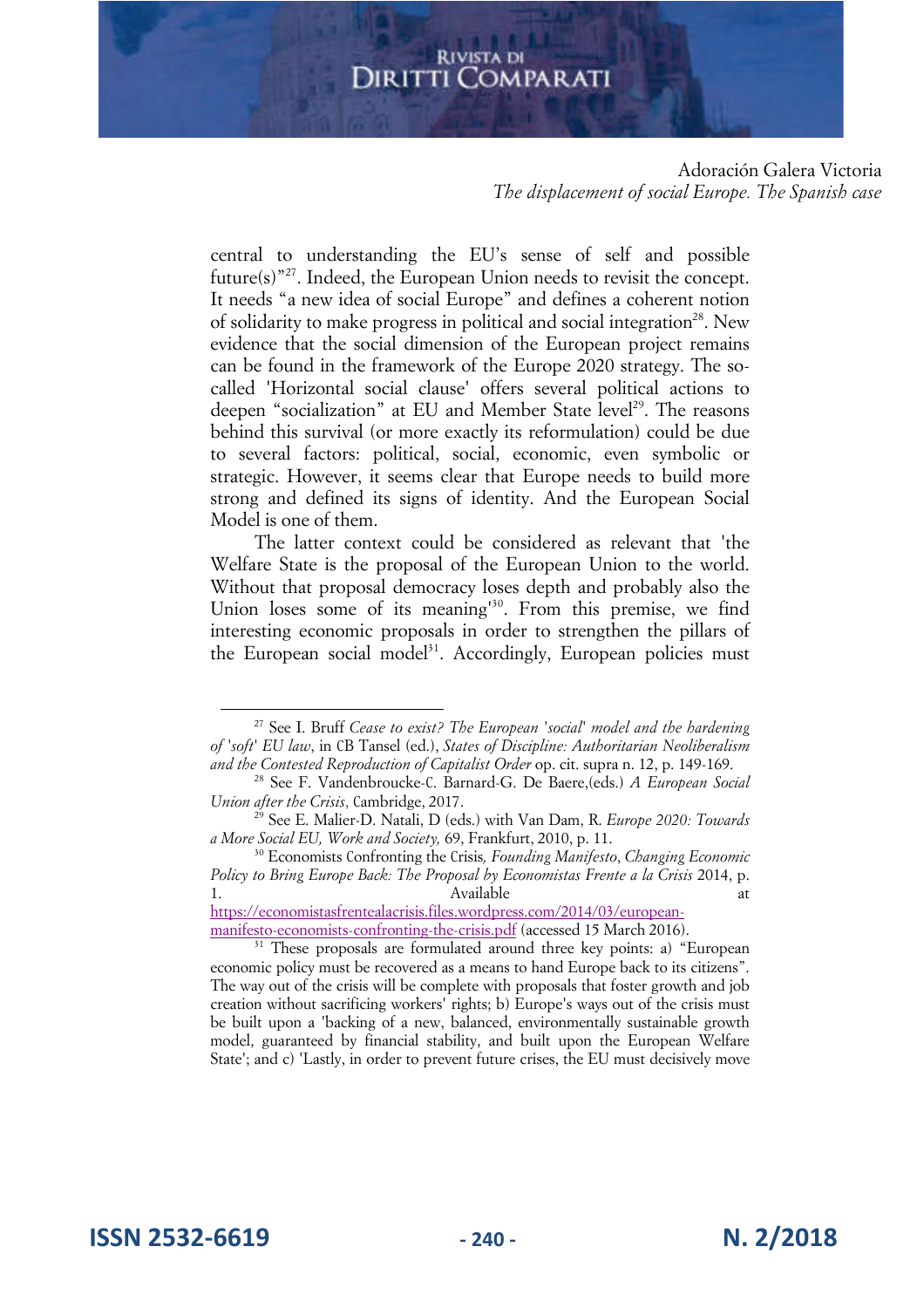central to understanding the EU's sense of self and possible future(s)"[27]. Indeed, the European Union needs to revisit the concept. It needs "a new idea of social Europe" and defines a coherent notion of solidarity to make progress in political and social integration[28]. New evidence that the social dimension of the European project remains can be found in the framework of the Europe 2020 strategy. The so-called 'Horizontal social clause' offers several political actions to deepen "socialization" at EU and Member State level[29]. The reasons behind this survival (or more exactly its reformulation) could be due to several factors: political, social, economic, even symbolic or strategic. However, it seems clear that Europe needs to build more strong and defined its signs of identity. And the European Social Model is one of them.

The latter context could be considered as relevant that 'the Welfare State is the proposal of the European Union to the world. Without that proposal democracy loses depth and probably also the Union loses some of its meaning'[30]. From this premise, we find interesting economic proposals in order to strengthen the pillars of the European social model[31]. Accordingly, European policies must

---

[27] See I. Bruff *Cease to exist? The European 'social' model and the hardening of 'soft' EU law*, in CB Tansel (ed.), *States of Discipline: Authoritarian Neoliberalism and the Contested Reproduction of Capitalist Order* op. cit. supra n. 12, p. 149-169.

[28] See F. Vandenbroucke-C. Barnard-G. De Baere,(eds.) *A European Social Union after the Crisis*, Cambridge, 2017.

[29] See E. Malier-D. Natali, D (eds.) with Van Dam, R. *Europe 2020: Towards a More Social EU, Work and Society,* 69, Frankfurt, 2010, p. 11.

[30] Economists Confronting the Crisis*, Founding Manifesto*, *Changing Economic Policy to Bring Europe Back: The Proposal by Economistas Frente a la Crisis* 2014, p. 1. Available at https://economistasfrentealacrisis.files.wordpress.com/2014/03/european-manifesto-economists-confronting-the-crisis.pdf (accessed 15 March 2016).

[31] These proposals are formulated around three key points: a) "European economic policy must be recovered as a means to hand Europe back to its citizens". The way out of the crisis will be complete with proposals that foster growth and job creation without sacrificing workers' rights; b) Europe's ways out of the crisis must be built upon a 'backing of a new, balanced, environmentally sustainable growth model, guaranteed by financial stability, and built upon the European Welfare State'; and c) 'Lastly, in order to prevent future crises, the EU must decisively move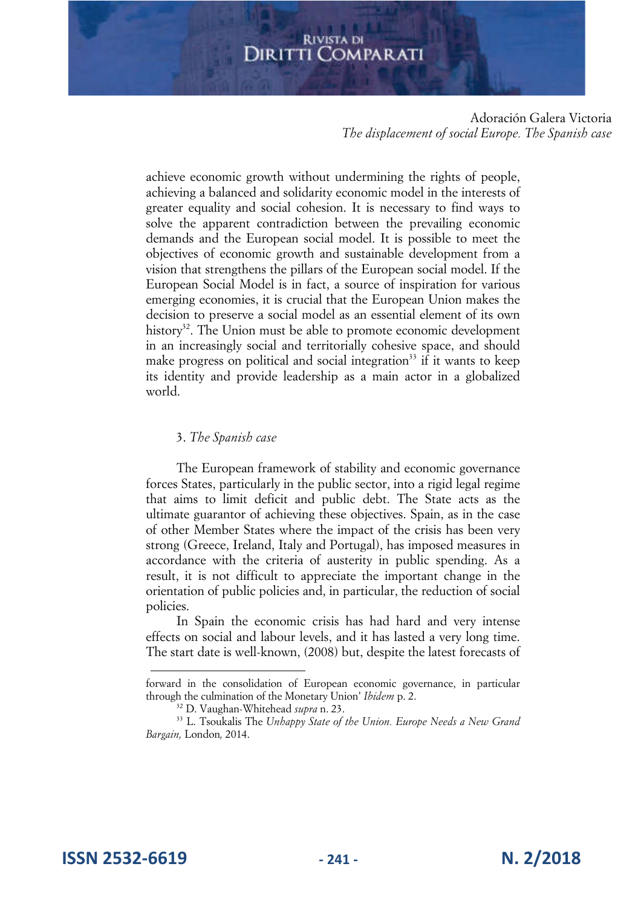achieve economic growth without undermining the rights of people, achieving a balanced and solidarity economic model in the interests of greater equality and social cohesion. It is necessary to find ways to solve the apparent contradiction between the prevailing economic demands and the European social model. It is possible to meet the objectives of economic growth and sustainable development from a vision that strengthens the pillars of the European social model. If the European Social Model is in fact, a source of inspiration for various emerging economies, it is crucial that the European Union makes the decision to preserve a social model as an essential element of its own history[32]. The Union must be able to promote economic development in an increasingly social and territorially cohesive space, and should make progress on political and social integration[33] if it wants to keep its identity and provide leadership as a main actor in a globalized world.

## 3. *The Spanish case*

The European framework of stability and economic governance forces States, particularly in the public sector, into a rigid legal regime that aims to limit deficit and public debt. The State acts as the ultimate guarantor of achieving these objectives. Spain, as in the case of other Member States where the impact of the crisis has been very strong (Greece, Ireland, Italy and Portugal), has imposed measures in accordance with the criteria of austerity in public spending. As a result, it is not difficult to appreciate the important change in the orientation of public policies and, in particular, the reduction of social policies.

In Spain the economic crisis has had hard and very intense effects on social and labour levels, and it has lasted a very long time. The start date is well-known, (2008) but, despite the latest forecasts of

---

forward in the consolidation of European economic governance, in particular through the culmination of the Monetary Union' *Ibidem* p. 2.

[32] D. Vaughan-Whitehead *supra* n. 23.

[33] L. Tsoukalis The *Unhappy State of the Union. Europe Needs a New Grand Bargain,* London*,* 2014.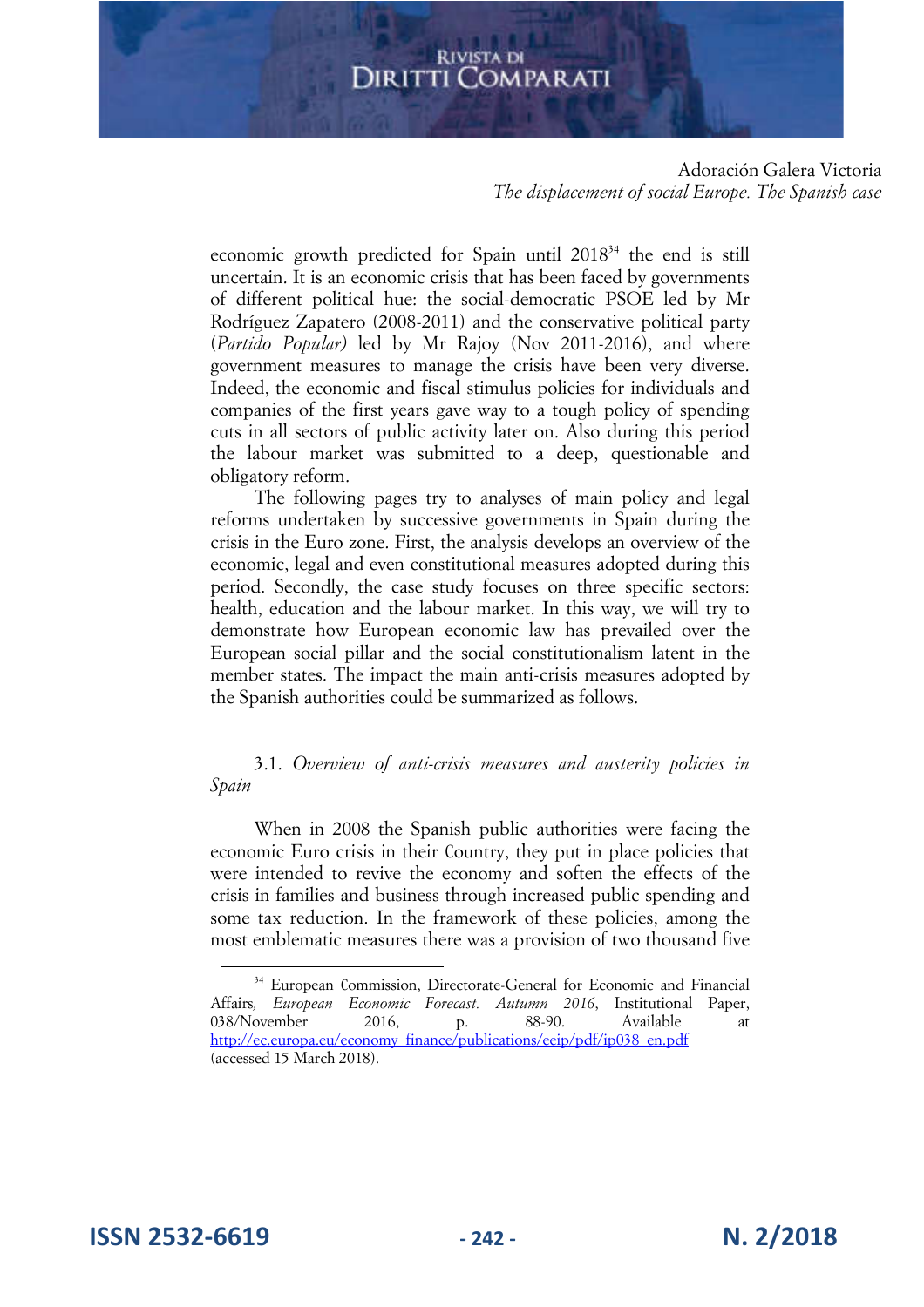economic growth predicted for Spain until 2018[34] the end is still uncertain. It is an economic crisis that has been faced by governments of different political hue: the social-democratic PSOE led by Mr Rodríguez Zapatero (2008-2011) and the conservative political party (*Partido Popular)* led by Mr Rajoy (Nov 2011-2016), and where government measures to manage the crisis have been very diverse. Indeed, the economic and fiscal stimulus policies for individuals and companies of the first years gave way to a tough policy of spending cuts in all sectors of public activity later on. Also during this period the labour market was submitted to a deep, questionable and obligatory reform.

The following pages try to analyses of main policy and legal reforms undertaken by successive governments in Spain during the crisis in the Euro zone. First, the analysis develops an overview of the economic, legal and even constitutional measures adopted during this period. Secondly, the case study focuses on three specific sectors: health, education and the labour market. In this way, we will try to demonstrate how European economic law has prevailed over the European social pillar and the social constitutionalism latent in the member states. The impact the main anti-crisis measures adopted by the Spanish authorities could be summarized as follows.

### 3.1. *Overview of anti-crisis measures and austerity policies in Spain*

When in 2008 the Spanish public authorities were facing the economic Euro crisis in their Country, they put in place policies that were intended to revive the economy and soften the effects of the crisis in families and business through increased public spending and some tax reduction. In the framework of these policies, among the most emblematic measures there was a provision of two thousand five

---

[34] European Commission, Directorate-General for Economic and Financial Affairs*, European Economic Forecast. Autumn 2016*, Institutional Paper, 038/November 2016, p. 88-90. Available at http://ec.europa.eu/economy_finance/publications/eeip/pdf/ip038_en.pdf (accessed 15 March 2018).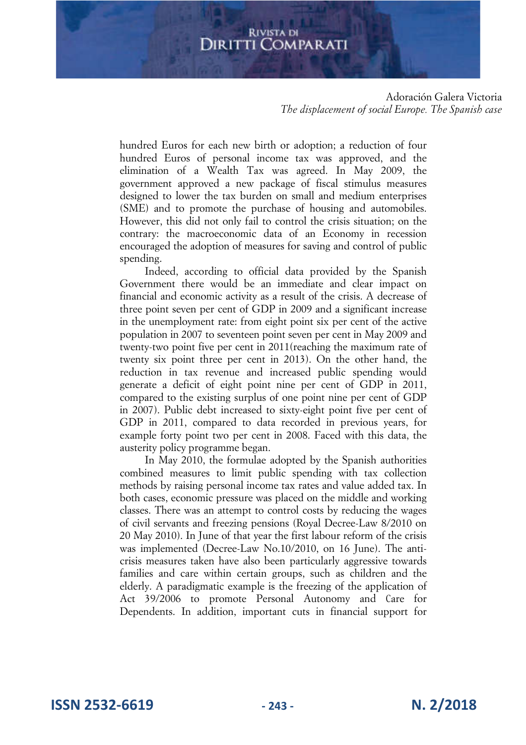hundred Euros for each new birth or adoption; a reduction of four hundred Euros of personal income tax was approved, and the elimination of a Wealth Tax was agreed. In May 2009, the government approved a new package of fiscal stimulus measures designed to lower the tax burden on small and medium enterprises (SME) and to promote the purchase of housing and automobiles. However, this did not only fail to control the crisis situation; on the contrary: the macroeconomic data of an Economy in recession encouraged the adoption of measures for saving and control of public spending.

Indeed, according to official data provided by the Spanish Government there would be an immediate and clear impact on financial and economic activity as a result of the crisis. A decrease of three point seven per cent of GDP in 2009 and a significant increase in the unemployment rate: from eight point six per cent of the active population in 2007 to seventeen point seven per cent in May 2009 and twenty-two point five per cent in 2011(reaching the maximum rate of twenty six point three per cent in 2013). On the other hand, the reduction in tax revenue and increased public spending would generate a deficit of eight point nine per cent of GDP in 2011, compared to the existing surplus of one point nine per cent of GDP in 2007). Public debt increased to sixty-eight point five per cent of GDP in 2011, compared to data recorded in previous years, for example forty point two per cent in 2008. Faced with this data, the austerity policy programme began.

In May 2010, the formulae adopted by the Spanish authorities combined measures to limit public spending with tax collection methods by raising personal income tax rates and value added tax. In both cases, economic pressure was placed on the middle and working classes. There was an attempt to control costs by reducing the wages of civil servants and freezing pensions (Royal Decree-Law 8/2010 on 20 May 2010). In June of that year the first labour reform of the crisis was implemented (Decree-Law No.10/2010, on 16 June). The anti-crisis measures taken have also been particularly aggressive towards families and care within certain groups, such as children and the elderly. A paradigmatic example is the freezing of the application of Act 39/2006 to promote Personal Autonomy and Care for Dependents. In addition, important cuts in financial support for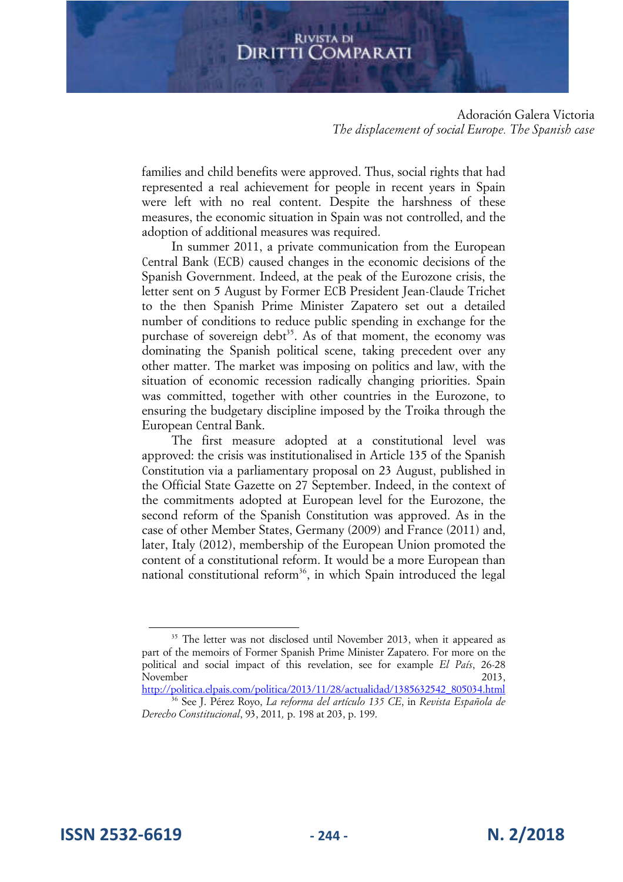families and child benefits were approved. Thus, social rights that had represented a real achievement for people in recent years in Spain were left with no real content. Despite the harshness of these measures, the economic situation in Spain was not controlled, and the adoption of additional measures was required.

In summer 2011, a private communication from the European Central Bank (ECB) caused changes in the economic decisions of the Spanish Government. Indeed, at the peak of the Eurozone crisis, the letter sent on 5 August by Former ECB President Jean-Claude Trichet to the then Spanish Prime Minister Zapatero set out a detailed number of conditions to reduce public spending in exchange for the purchase of sovereign debt[35]. As of that moment, the economy was dominating the Spanish political scene, taking precedent over any other matter. The market was imposing on politics and law, with the situation of economic recession radically changing priorities. Spain was committed, together with other countries in the Eurozone, to ensuring the budgetary discipline imposed by the Troika through the European Central Bank.

The first measure adopted at a constitutional level was approved: the crisis was institutionalised in Article 135 of the Spanish Constitution via a parliamentary proposal on 23 August, published in the Official State Gazette on 27 September. Indeed, in the context of the commitments adopted at European level for the Eurozone, the second reform of the Spanish Constitution was approved. As in the case of other Member States, Germany (2009) and France (2011) and, later, Italy (2012), membership of the European Union promoted the content of a constitutional reform. It would be a more European than national constitutional reform[36], in which Spain introduced the legal

---

[35] The letter was not disclosed until November 2013, when it appeared as part of the memoirs of Former Spanish Prime Minister Zapatero. For more on the political and social impact of this revelation, see for example *El País*, 26-28 November 2013, http://politica.elpais.com/politica/2013/11/28/actualidad/1385632542_805034.html

[36] See J. Pérez Royo, *La reforma del artículo 135 CE*, in *Revista Española de Derecho Constitucional*, 93, 2011, p. 198 at 203, p. 199.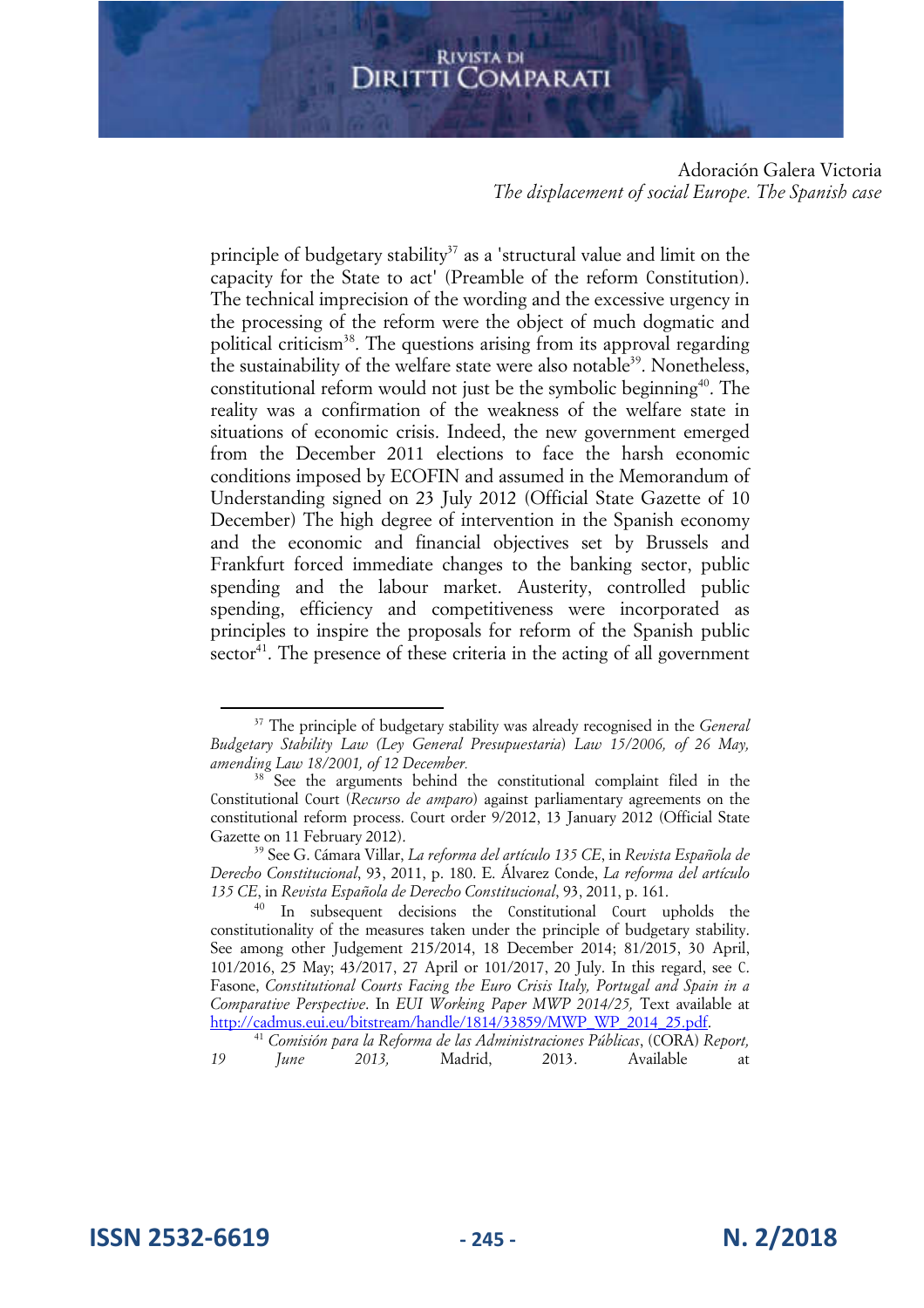principle of budgetary stability[37] as a 'structural value and limit on the capacity for the State to act' (Preamble of the reform Constitution). The technical imprecision of the wording and the excessive urgency in the processing of the reform were the object of much dogmatic and political criticism[38]. The questions arising from its approval regarding the sustainability of the welfare state were also notable[39]. Nonetheless, constitutional reform would not just be the symbolic beginning[40]. The reality was a confirmation of the weakness of the welfare state in situations of economic crisis. Indeed, the new government emerged from the December 2011 elections to face the harsh economic conditions imposed by ECOFIN and assumed in the Memorandum of Understanding signed on 23 July 2012 (Official State Gazette of 10 December) The high degree of intervention in the Spanish economy and the economic and financial objectives set by Brussels and Frankfurt forced immediate changes to the banking sector, public spending and the labour market. Austerity, controlled public spending, efficiency and competitiveness were incorporated as principles to inspire the proposals for reform of the Spanish public sector[41]. The presence of these criteria in the acting of all government

---

[37] The principle of budgetary stability was already recognised in the *General Budgetary Stability Law (Ley General Presupuestaria) Law 15/2006, of 26 May, amending Law 18/2001, of 12 December.*

[38] See the arguments behind the constitutional complaint filed in the Constitutional Court (*Recurso de amparo*) against parliamentary agreements on the constitutional reform process. Court order 9/2012, 13 January 2012 (Official State Gazette on 11 February 2012).

[39] See G. Cámara Villar, *La reforma del artículo 135 CE*, in *Revista Española de Derecho Constitucional*, 93, 2011, p. 180. E. Álvarez Conde, *La reforma del artículo 135 CE*, in *Revista Española de Derecho Constitucional*, 93, 2011, p. 161.

[40] In subsequent decisions the Constitutional Court upholds the constitutionality of the measures taken under the principle of budgetary stability. See among other Judgement 215/2014, 18 December 2014; 81/2015, 30 April, 101/2016, 25 May; 43/2017, 27 April or 101/2017, 20 July. In this regard, see C. Fasone, *Constitutional Courts Facing the Euro Crisis Italy, Portugal and Spain in a Comparative Perspective*. In *EUI Working Paper MWP 2014/25,* Text available at http://cadmus.eui.eu/bitstream/handle/1814/33859/MWP_WP_2014_25.pdf.

[41] *Comisión para la Reforma de las Administraciones Públicas*, (CORA) *Report, 19 June 2013,* Madrid, 2013. Available at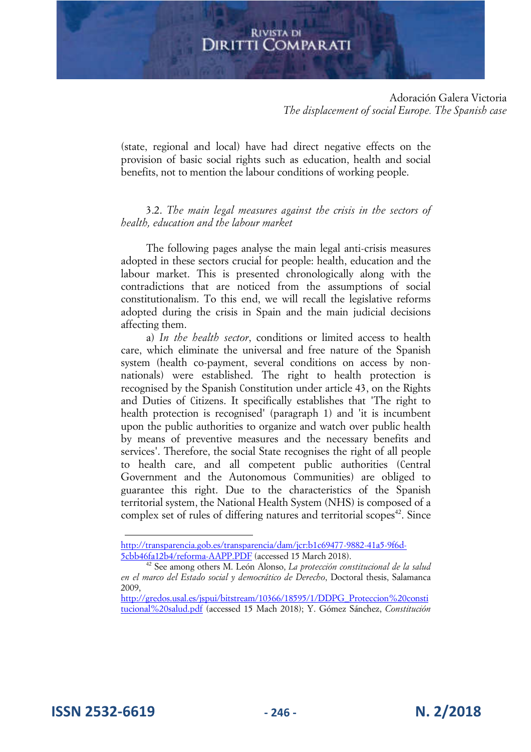(state, regional and local) have had direct negative effects on the provision of basic social rights such as education, health and social benefits, not to mention the labour conditions of working people.

### 3.2. *The main legal measures against the crisis in the sectors of health, education and the labour market*

The following pages analyse the main legal anti-crisis measures adopted in these sectors crucial for people: health, education and the labour market. This is presented chronologically along with the contradictions that are noticed from the assumptions of social constitutionalism. To this end, we will recall the legislative reforms adopted during the crisis in Spain and the main judicial decisions affecting them.

a) *In the health sector*, conditions or limited access to health care, which eliminate the universal and free nature of the Spanish system (health co-payment, several conditions on access by non-nationals) were established. The right to health protection is recognised by the Spanish Constitution under article 43, on the Rights and Duties of Citizens. It specifically establishes that 'The right to health protection is recognised' (paragraph 1) and 'it is incumbent upon the public authorities to organize and watch over public health by means of preventive measures and the necessary benefits and services'. Therefore, the social State recognises the right of all people to health care, and all competent public authorities (Central Government and the Autonomous Communities) are obliged to guarantee this right. Due to the characteristics of the Spanish territorial system, the National Health System (NHS) is composed of a complex set of rules of differing natures and territorial scopes[42]. Since

---

http://transparencia.gob.es/transparencia/dam/jcr:b1c69477-9882-41a5-9f6d-5cbb46fa12b4/reforma-AAPP.PDF (accessed 15 March 2018).

[42] See among others M. León Alonso, *La protección constitucional de la salud en el marco del Estado social y democrático de Derecho*, Doctoral thesis, Salamanca 2009, http://gredos.usal.es/jspui/bitstream/10366/18595/1/DDPG_Proteccion%20constitucional%20salud.pdf (accessed 15 Mach 2018); Y. Gómez Sánchez, *Constitución*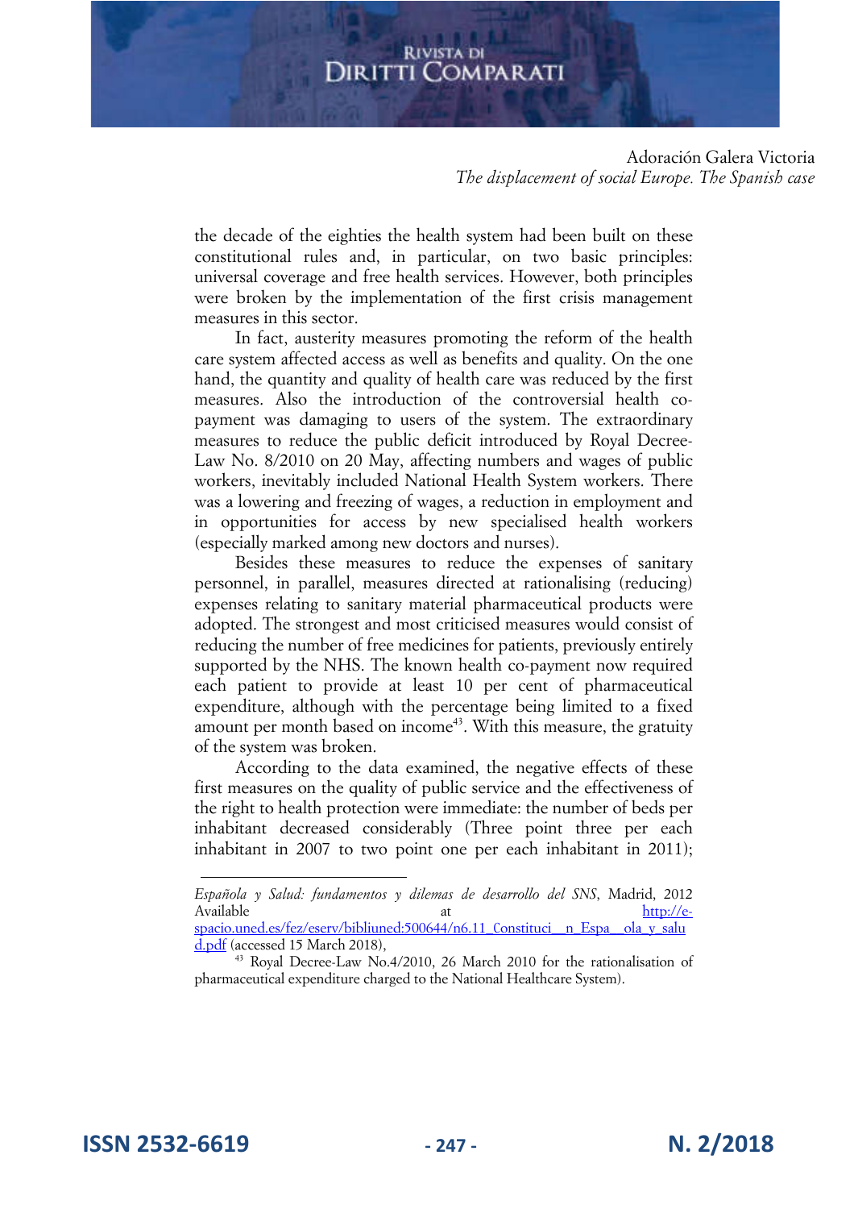the decade of the eighties the health system had been built on these constitutional rules and, in particular, on two basic principles: universal coverage and free health services. However, both principles were broken by the implementation of the first crisis management measures in this sector.

In fact, austerity measures promoting the reform of the health care system affected access as well as benefits and quality. On the one hand, the quantity and quality of health care was reduced by the first measures. Also the introduction of the controversial health co-payment was damaging to users of the system. The extraordinary measures to reduce the public deficit introduced by Royal Decree-Law No. 8/2010 on 20 May, affecting numbers and wages of public workers, inevitably included National Health System workers. There was a lowering and freezing of wages, a reduction in employment and in opportunities for access by new specialised health workers (especially marked among new doctors and nurses).

Besides these measures to reduce the expenses of sanitary personnel, in parallel, measures directed at rationalising (reducing) expenses relating to sanitary material pharmaceutical products were adopted. The strongest and most criticised measures would consist of reducing the number of free medicines for patients, previously entirely supported by the NHS. The known health co-payment now required each patient to provide at least 10 per cent of pharmaceutical expenditure, although with the percentage being limited to a fixed amount per month based on income[43]. With this measure, the gratuity of the system was broken.

According to the data examined, the negative effects of these first measures on the quality of public service and the effectiveness of the right to health protection were immediate: the number of beds per inhabitant decreased considerably (Three point three per each inhabitant in 2007 to two point one per each inhabitant in 2011);

---

*Española y Salud: fundamentos y dilemas de desarrollo del SNS*, Madrid, 2012 Available at http://e-spacio.uned.es/fez/eserv/bibliuned:500644/n6.11_Constituci__n_Espa__ola_y_salud.pdf (accessed 15 March 2018),

[43] Royal Decree-Law No.4/2010, 26 March 2010 for the rationalisation of pharmaceutical expenditure charged to the National Healthcare System).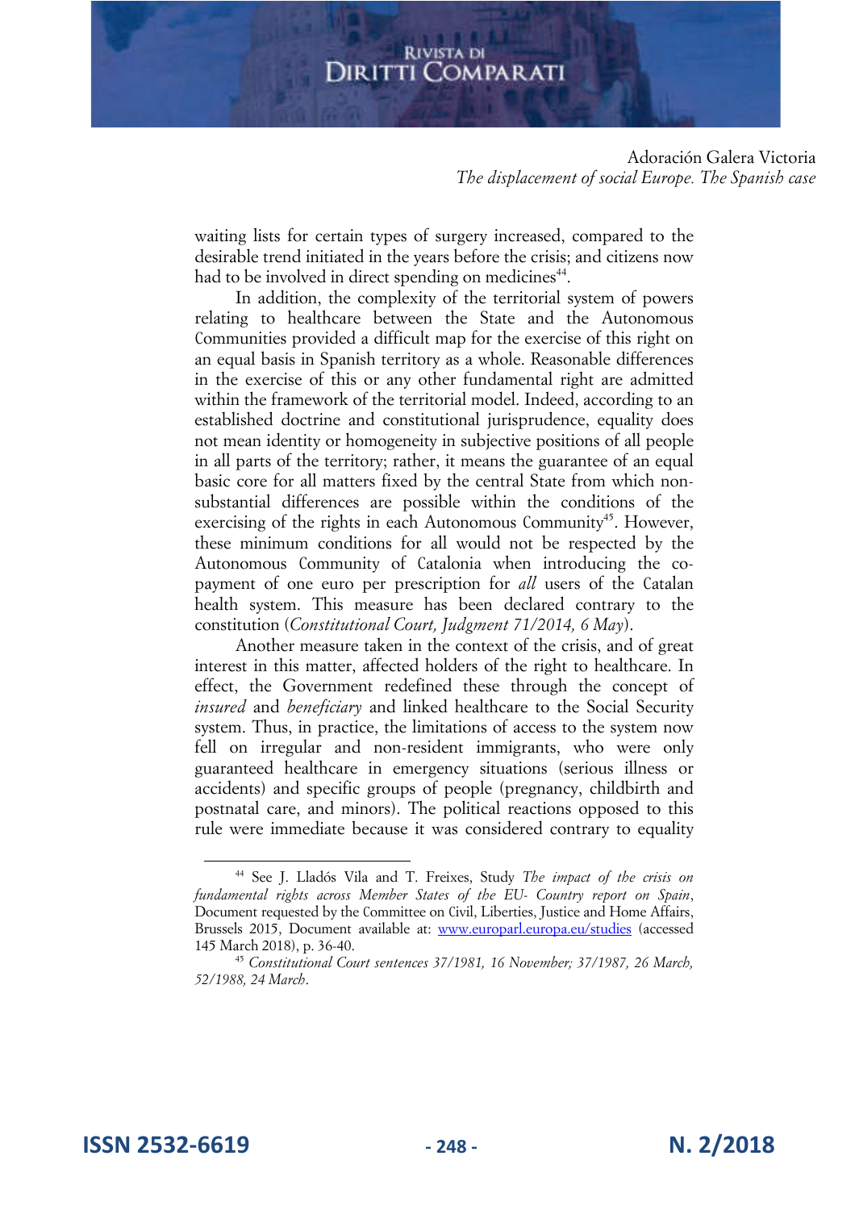waiting lists for certain types of surgery increased, compared to the desirable trend initiated in the years before the crisis; and citizens now had to be involved in direct spending on medicines[44].

In addition, the complexity of the territorial system of powers relating to healthcare between the State and the Autonomous Communities provided a difficult map for the exercise of this right on an equal basis in Spanish territory as a whole. Reasonable differences in the exercise of this or any other fundamental right are admitted within the framework of the territorial model. Indeed, according to an established doctrine and constitutional jurisprudence, equality does not mean identity or homogeneity in subjective positions of all people in all parts of the territory; rather, it means the guarantee of an equal basic core for all matters fixed by the central State from which non-substantial differences are possible within the conditions of the exercising of the rights in each Autonomous Community[45]. However, these minimum conditions for all would not be respected by the Autonomous Community of Catalonia when introducing the co-payment of one euro per prescription for *all* users of the Catalan health system. This measure has been declared contrary to the constitution (*Constitutional Court, Judgment 71/2014, 6 May*).

Another measure taken in the context of the crisis, and of great interest in this matter, affected holders of the right to healthcare. In effect, the Government redefined these through the concept of *insured* and *beneficiary* and linked healthcare to the Social Security system. Thus, in practice, the limitations of access to the system now fell on irregular and non-resident immigrants, who were only guaranteed healthcare in emergency situations (serious illness or accidents) and specific groups of people (pregnancy, childbirth and postnatal care, and minors). The political reactions opposed to this rule were immediate because it was considered contrary to equality

---

[44] See J. Lladós Vila and T. Freixes, Study *The impact of the crisis on fundamental rights across Member States of the EU- Country report on Spain*, Document requested by the Committee on Civil, Liberties, Justice and Home Affairs, Brussels 2015, Document available at: www.europarl.europa.eu/studies (accessed 145 March 2018), p. 36-40.

[45] *Constitutional Court sentences 37/1981, 16 November; 37/1987, 26 March, 52/1988, 24 March*.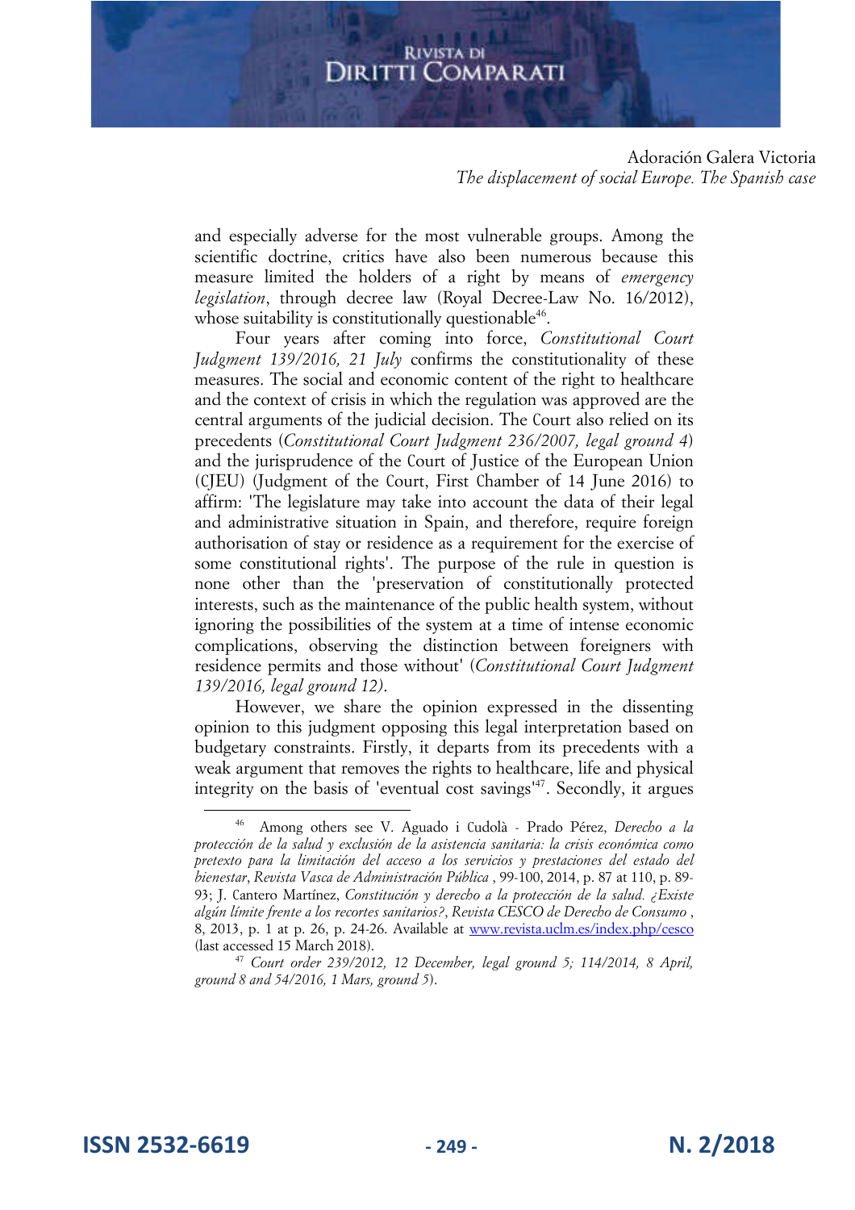and especially adverse for the most vulnerable groups. Among the scientific doctrine, critics have also been numerous because this measure limited the holders of a right by means of *emergency legislation*, through decree law (Royal Decree-Law No. 16/2012), whose suitability is constitutionally questionable[46].

Four years after coming into force, *Constitutional Court Judgment 139/2016, 21 July* confirms the constitutionality of these measures. The social and economic content of the right to healthcare and the context of crisis in which the regulation was approved are the central arguments of the judicial decision. The Court also relied on its precedents (*Constitutional Court Judgment 236/2007, legal ground 4*) and the jurisprudence of the Court of Justice of the European Union (CJEU) (Judgment of the Court, First Chamber of 14 June 2016) to affirm: 'The legislature may take into account the data of their legal and administrative situation in Spain, and therefore, require foreign authorisation of stay or residence as a requirement for the exercise of some constitutional rights'. The purpose of the rule in question is none other than the 'preservation of constitutionally protected interests, such as the maintenance of the public health system, without ignoring the possibilities of the system at a time of intense economic complications, observing the distinction between foreigners with residence permits and those without' (*Constitutional Court Judgment 139/2016, legal ground 12)*.

However, we share the opinion expressed in the dissenting opinion to this judgment opposing this legal interpretation based on budgetary constraints. Firstly, it departs from its precedents with a weak argument that removes the rights to healthcare, life and physical integrity on the basis of 'eventual cost savings'[47]. Secondly, it argues

---

[46] Among others see V. Aguado i Cudolà - Prado Pérez, *Derecho a la protección de la salud y exclusión de la asistencia sanitaria: la crisis económica como pretexto para la limitación del acceso a los servicios y prestaciones del estado del bienestar*, *Revista Vasca de Administración Pública* , 99-100, 2014, p. 87 at 110, p. 89-93; J. Cantero Martínez, *Constitución y derecho a la protección de la salud. ¿Existe algún límite frente a los recortes sanitarios?*, *Revista CESCO de Derecho de Consumo* , 8, 2013, p. 1 at p. 26, p. 24-26. Available at www.revista.uclm.es/index.php/cesco (last accessed 15 March 2018).

[47] *Court order 239/2012, 12 December, legal ground 5; 114/2014, 8 April, ground 8 and 54/2016, 1 Mars, ground 5*).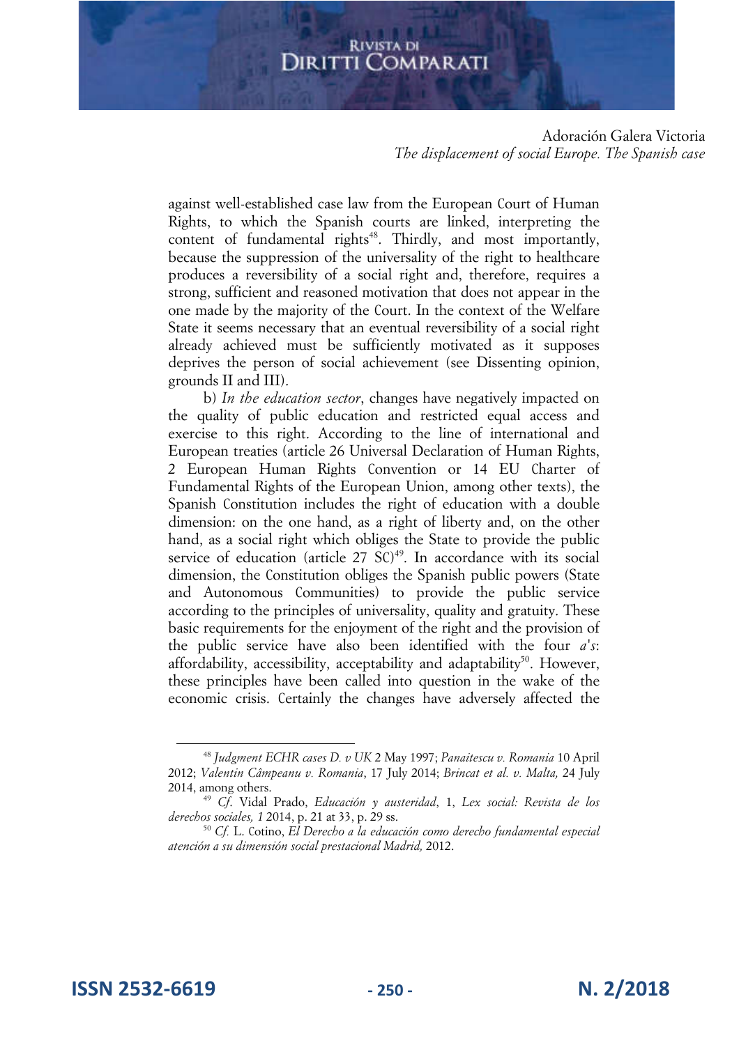against well-established case law from the European Court of Human Rights, to which the Spanish courts are linked, interpreting the content of fundamental rights[48]. Thirdly, and most importantly, because the suppression of the universality of the right to healthcare produces a reversibility of a social right and, therefore, requires a strong, sufficient and reasoned motivation that does not appear in the one made by the majority of the Court. In the context of the Welfare State it seems necessary that an eventual reversibility of a social right already achieved must be sufficiently motivated as it supposes deprives the person of social achievement (see Dissenting opinion, grounds II and III).

b) *In the education sector*, changes have negatively impacted on the quality of public education and restricted equal access and exercise to this right. According to the line of international and European treaties (article 26 Universal Declaration of Human Rights, 2 European Human Rights Convention or 14 EU Charter of Fundamental Rights of the European Union, among other texts), the Spanish Constitution includes the right of education with a double dimension: on the one hand, as a right of liberty and, on the other hand, as a social right which obliges the State to provide the public service of education (article 27 SC)[49]. In accordance with its social dimension, the Constitution obliges the Spanish public powers (State and Autonomous Communities) to provide the public service according to the principles of universality, quality and gratuity. These basic requirements for the enjoyment of the right and the provision of the public service have also been identified with the four *a's*: affordability, accessibility, acceptability and adaptability[50]. However, these principles have been called into question in the wake of the economic crisis. Certainly the changes have adversely affected the

---

[48] *Judgment ECHR cases D. v UK* 2 May 1997; *Panaitescu v. Romania* 10 April 2012; *Valentin Câmpeanu v. Romania*, 17 July 2014; *Brincat et al. v. Malta,* 24 July 2014, among others.

[49] *Cf.* Vidal Prado, *Educación y austeridad*, 1, *Lex social: Revista de los derechos sociales, 1* 2014, p. 21 at 33, p. 29 ss.

[50] *Cf.* L. Cotino, *El Derecho a la educación como derecho fundamental especial atención a su dimensión social prestacional Madrid,* 2012.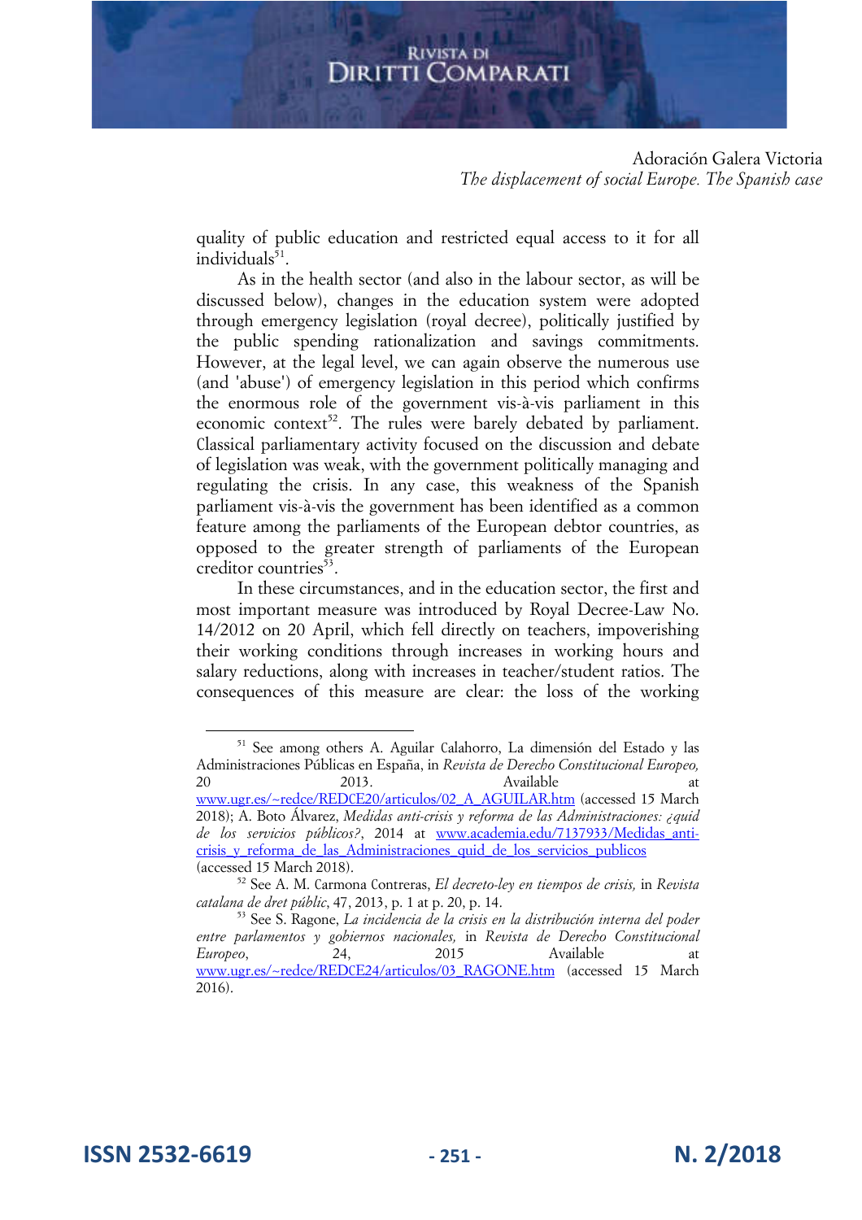quality of public education and restricted equal access to it for all individuals[51].

As in the health sector (and also in the labour sector, as will be discussed below), changes in the education system were adopted through emergency legislation (royal decree), politically justified by the public spending rationalization and savings commitments. However, at the legal level, we can again observe the numerous use (and 'abuse') of emergency legislation in this period which confirms the enormous role of the government vis-à-vis parliament in this economic context[52]. The rules were barely debated by parliament. Classical parliamentary activity focused on the discussion and debate of legislation was weak, with the government politically managing and regulating the crisis. In any case, this weakness of the Spanish parliament vis-à-vis the government has been identified as a common feature among the parliaments of the European debtor countries, as opposed to the greater strength of parliaments of the European creditor countries[53].

In these circumstances, and in the education sector, the first and most important measure was introduced by Royal Decree-Law No. 14/2012 on 20 April, which fell directly on teachers, impoverishing their working conditions through increases in working hours and salary reductions, along with increases in teacher/student ratios. The consequences of this measure are clear: the loss of the working

---

[51] See among others A. Aguilar Calahorro, La dimensión del Estado y las Administraciones Públicas en España, in *Revista de Derecho Constitucional Europeo,* 20 2013. Available at www.ugr.es/~redce/REDCE20/articulos/02_A_AGUILAR.htm (accessed 15 March 2018); A. Boto Álvarez, *Medidas anti-crisis y reforma de las Administraciones: ¿quid de los servicios públicos?*, 2014 at www.academia.edu/7137933/Medidas_anti-crisis_y_reforma_de_las_Administraciones_quid_de_los_servicios_publicos (accessed 15 March 2018).

[52] See A. M. Carmona Contreras, *El decreto-ley en tiempos de crisis,* in *Revista catalana de dret públic*, 47, 2013, p. 1 at p. 20, p. 14.

[53] See S. Ragone, *La incidencia de la crisis en la distribución interna del poder entre parlamentos y gobiernos nacionales,* in *Revista de Derecho Constitucional Europeo*, 24, 2015 Available at www.ugr.es/~redce/REDCE24/articulos/03_RAGONE.htm (accessed 15 March 2016).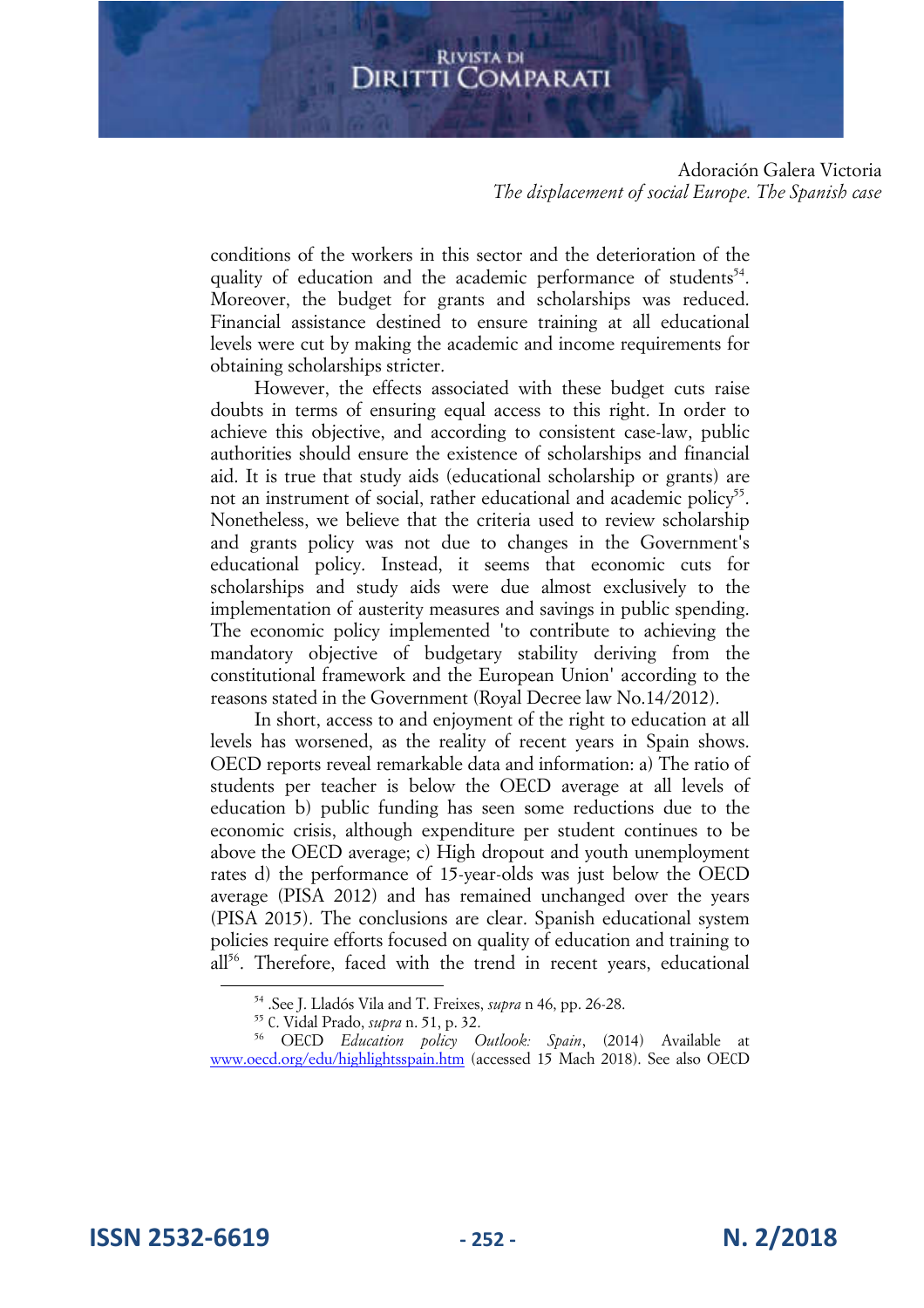conditions of the workers in this sector and the deterioration of the quality of education and the academic performance of students[54]. Moreover, the budget for grants and scholarships was reduced. Financial assistance destined to ensure training at all educational levels were cut by making the academic and income requirements for obtaining scholarships stricter.

However, the effects associated with these budget cuts raise doubts in terms of ensuring equal access to this right. In order to achieve this objective, and according to consistent case-law, public authorities should ensure the existence of scholarships and financial aid. It is true that study aids (educational scholarship or grants) are not an instrument of social, rather educational and academic policy[55]. Nonetheless, we believe that the criteria used to review scholarship and grants policy was not due to changes in the Government's educational policy. Instead, it seems that economic cuts for scholarships and study aids were due almost exclusively to the implementation of austerity measures and savings in public spending. The economic policy implemented 'to contribute to achieving the mandatory objective of budgetary stability deriving from the constitutional framework and the European Union' according to the reasons stated in the Government (Royal Decree law No.14/2012).

In short, access to and enjoyment of the right to education at all levels has worsened, as the reality of recent years in Spain shows. OECD reports reveal remarkable data and information: a) The ratio of students per teacher is below the OECD average at all levels of education b) public funding has seen some reductions due to the economic crisis, although expenditure per student continues to be above the OECD average; c) High dropout and youth unemployment rates d) the performance of 15-year-olds was just below the OECD average (PISA 2012) and has remained unchanged over the years (PISA 2015). The conclusions are clear. Spanish educational system policies require efforts focused on quality of education and training to all[56]. Therefore, faced with the trend in recent years, educational

---

[54] .See J. Lladós Vila and T. Freixes, *supra* n 46, pp. 26-28.

[55] C. Vidal Prado, *supra* n. 51, p. 32.

[56] OECD *Education policy Outlook: Spain*, (2014) Available at www.oecd.org/edu/highlightsspain.htm (accessed 15 Mach 2018). See also OECD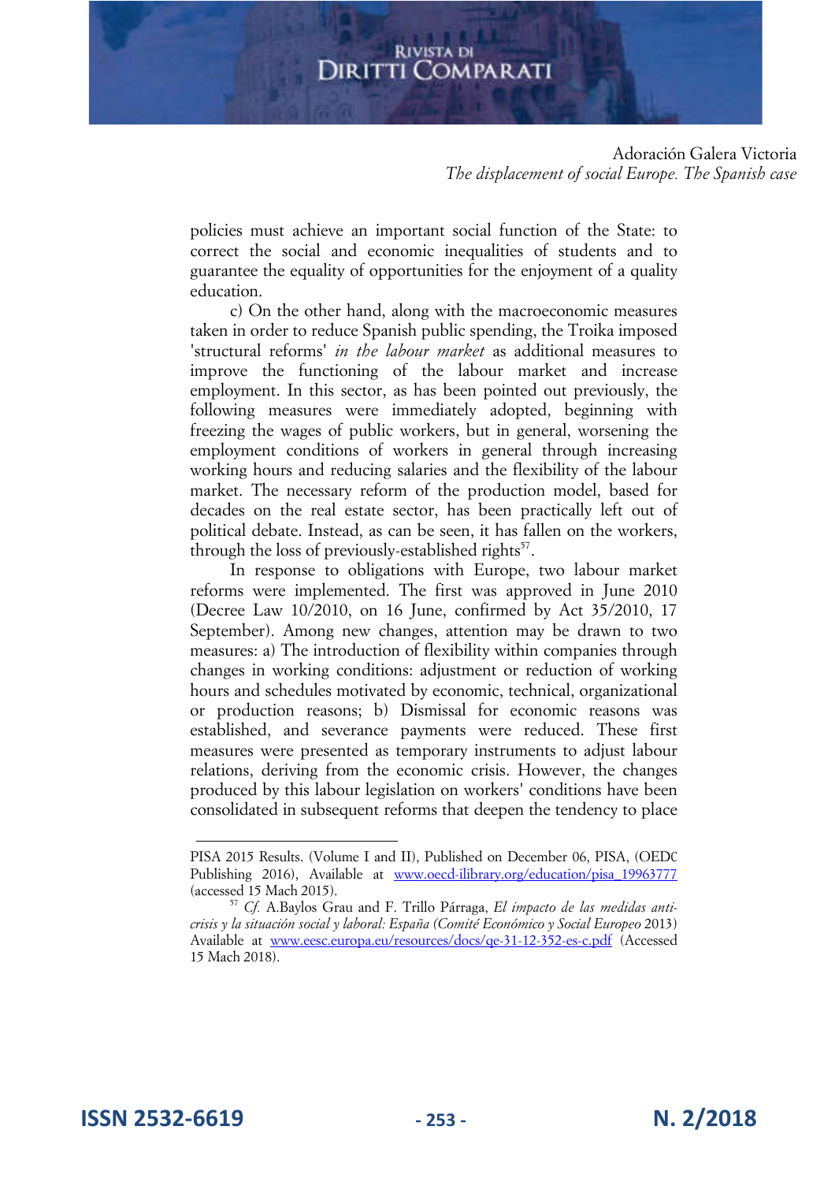policies must achieve an important social function of the State: to correct the social and economic inequalities of students and to guarantee the equality of opportunities for the enjoyment of a quality education.

c) On the other hand, along with the macroeconomic measures taken in order to reduce Spanish public spending, the Troika imposed 'structural reforms' *in the labour market* as additional measures to improve the functioning of the labour market and increase employment. In this sector, as has been pointed out previously, the following measures were immediately adopted, beginning with freezing the wages of public workers, but in general, worsening the employment conditions of workers in general through increasing working hours and reducing salaries and the flexibility of the labour market. The necessary reform of the production model, based for decades on the real estate sector, has been practically left out of political debate. Instead, as can be seen, it has fallen on the workers, through the loss of previously-established rights[57].

In response to obligations with Europe, two labour market reforms were implemented. The first was approved in June 2010 (Decree Law 10/2010, on 16 June, confirmed by Act 35/2010, 17 September). Among new changes, attention may be drawn to two measures: a) The introduction of flexibility within companies through changes in working conditions: adjustment or reduction of working hours and schedules motivated by economic, technical, organizational or production reasons; b) Dismissal for economic reasons was established, and severance payments were reduced. These first measures were presented as temporary instruments to adjust labour relations, deriving from the economic crisis. However, the changes produced by this labour legislation on workers' conditions have been consolidated in subsequent reforms that deepen the tendency to place

---

PISA 2015 Results. (Volume I and II), Published on December 06, PISA, (OEDC Publishing 2016), Available at www.oecd-ilibrary.org/education/pisa_19963777 (accessed 15 Mach 2015).

[57] *Cf.* A.Baylos Grau and F. Trillo Párraga, *El impacto de las medidas anti-crisis y la situación social y laboral: España (Comité Económico y Social Europeo* 2013) Available at www.eesc.europa.eu/resources/docs/qe-31-12-352-es-c.pdf (Accessed 15 Mach 2018).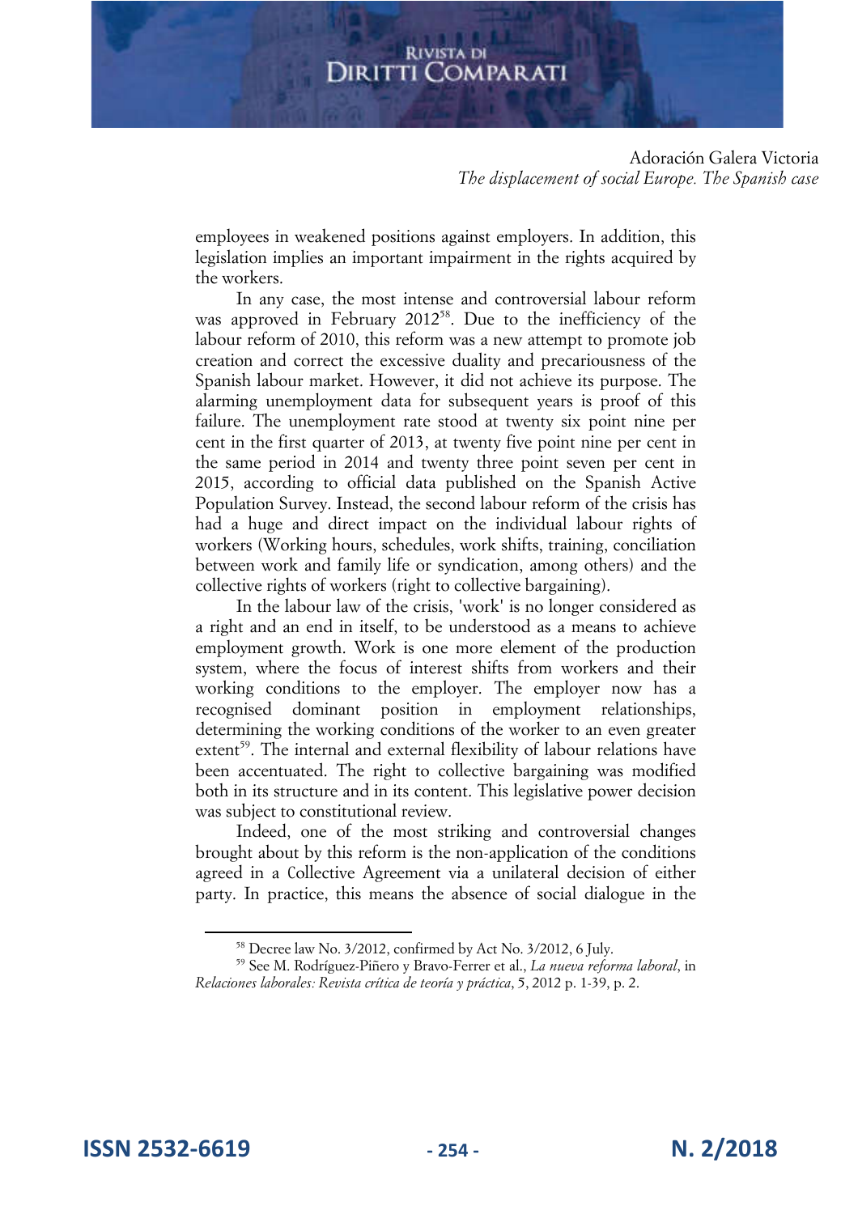employees in weakened positions against employers. In addition, this legislation implies an important impairment in the rights acquired by the workers.

In any case, the most intense and controversial labour reform was approved in February 2012[58]. Due to the inefficiency of the labour reform of 2010, this reform was a new attempt to promote job creation and correct the excessive duality and precariousness of the Spanish labour market. However, it did not achieve its purpose. The alarming unemployment data for subsequent years is proof of this failure. The unemployment rate stood at twenty six point nine per cent in the first quarter of 2013, at twenty five point nine per cent in the same period in 2014 and twenty three point seven per cent in 2015, according to official data published on the Spanish Active Population Survey. Instead, the second labour reform of the crisis has had a huge and direct impact on the individual labour rights of workers (Working hours, schedules, work shifts, training, conciliation between work and family life or syndication, among others) and the collective rights of workers (right to collective bargaining).

In the labour law of the crisis, 'work' is no longer considered as a right and an end in itself, to be understood as a means to achieve employment growth. Work is one more element of the production system, where the focus of interest shifts from workers and their working conditions to the employer. The employer now has a recognised dominant position in employment relationships, determining the working conditions of the worker to an even greater extent[59]. The internal and external flexibility of labour relations have been accentuated. The right to collective bargaining was modified both in its structure and in its content. This legislative power decision was subject to constitutional review.

Indeed, one of the most striking and controversial changes brought about by this reform is the non-application of the conditions agreed in a Collective Agreement via a unilateral decision of either party. In practice, this means the absence of social dialogue in the

---

[58] Decree law No. 3/2012, confirmed by Act No. 3/2012, 6 July.

[59] See M. Rodríguez-Piñero y Bravo-Ferrer et al., *La nueva reforma laboral*, in *Relaciones laborales: Revista crítica de teoría y práctica*, 5, 2012 p. 1-39, p. 2.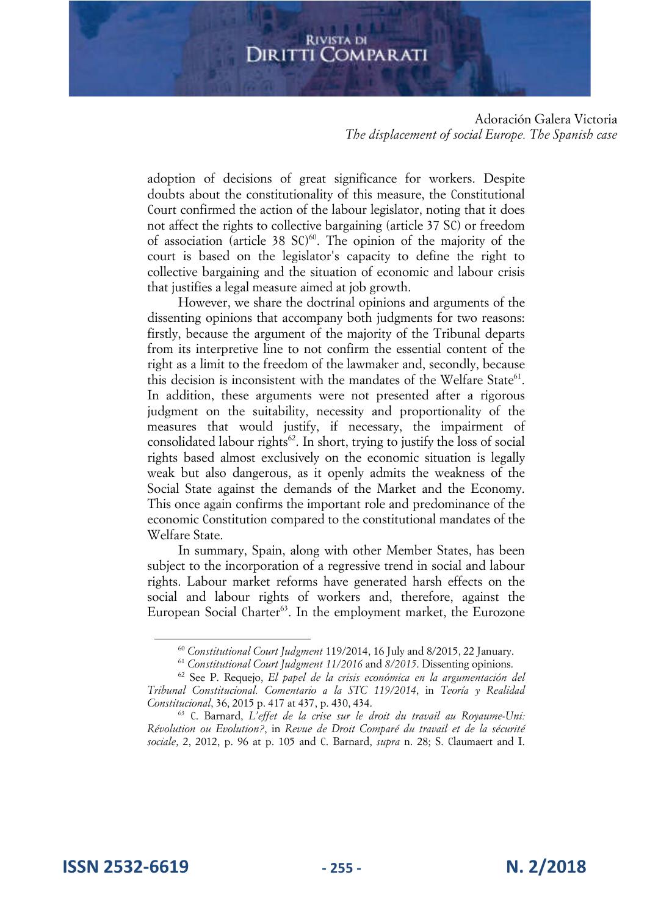adoption of decisions of great significance for workers. Despite doubts about the constitutionality of this measure, the Constitutional Court confirmed the action of the labour legislator, noting that it does not affect the rights to collective bargaining (article 37 SC) or freedom of association (article 38 SC)[60]. The opinion of the majority of the court is based on the legislator's capacity to define the right to collective bargaining and the situation of economic and labour crisis that justifies a legal measure aimed at job growth.

However, we share the doctrinal opinions and arguments of the dissenting opinions that accompany both judgments for two reasons: firstly, because the argument of the majority of the Tribunal departs from its interpretive line to not confirm the essential content of the right as a limit to the freedom of the lawmaker and, secondly, because this decision is inconsistent with the mandates of the Welfare State[61]. In addition, these arguments were not presented after a rigorous judgment on the suitability, necessity and proportionality of the measures that would justify, if necessary, the impairment of consolidated labour rights[62]. In short, trying to justify the loss of social rights based almost exclusively on the economic situation is legally weak but also dangerous, as it openly admits the weakness of the Social State against the demands of the Market and the Economy. This once again confirms the important role and predominance of the economic Constitution compared to the constitutional mandates of the Welfare State.

In summary, Spain, along with other Member States, has been subject to the incorporation of a regressive trend in social and labour rights. Labour market reforms have generated harsh effects on the social and labour rights of workers and, therefore, against the European Social Charter[63]. In the employment market, the Eurozone

---

[60] *Constitutional Court Judgment* 119/2014, 16 July and 8/2015, 22 January.

[61] *Constitutional Court Judgment 11/2016* and *8/2015*. Dissenting opinions.

[62] See P. Requejo, *El papel de la crisis económica en la argumentación del Tribunal Constitucional. Comentario a la STC 119/2014*, in *Teoría y Realidad Constitucional*, 36, 2015 p. 417 at 437, p. 430, 434.

[63] C. Barnard, *L'effet de la crise sur le droit du travail au Royaume-Uni: Révolution ou Evolution?*, in *Revue de Droit Comparé du travail et de la sécurité sociale*, 2, 2012, p. 96 at p. 105 and C. Barnard, *supra* n. 28; S. Claumaert and I.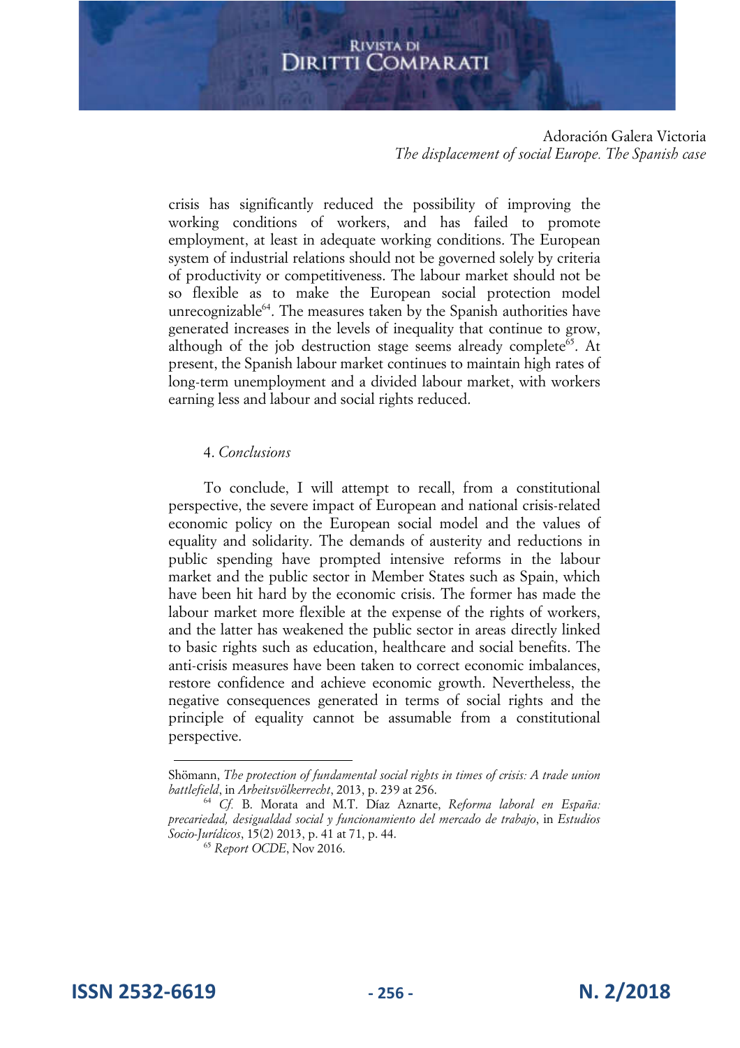crisis has significantly reduced the possibility of improving the working conditions of workers, and has failed to promote employment, at least in adequate working conditions. The European system of industrial relations should not be governed solely by criteria of productivity or competitiveness. The labour market should not be so flexible as to make the European social protection model unrecognizable[64]. The measures taken by the Spanish authorities have generated increases in the levels of inequality that continue to grow, although of the job destruction stage seems already complete[65]. At present, the Spanish labour market continues to maintain high rates of long-term unemployment and a divided labour market, with workers earning less and labour and social rights reduced.

## 4. *Conclusions*

To conclude, I will attempt to recall, from a constitutional perspective, the severe impact of European and national crisis-related economic policy on the European social model and the values of equality and solidarity. The demands of austerity and reductions in public spending have prompted intensive reforms in the labour market and the public sector in Member States such as Spain, which have been hit hard by the economic crisis. The former has made the labour market more flexible at the expense of the rights of workers, and the latter has weakened the public sector in areas directly linked to basic rights such as education, healthcare and social benefits. The anti-crisis measures have been taken to correct economic imbalances, restore confidence and achieve economic growth. Nevertheless, the negative consequences generated in terms of social rights and the principle of equality cannot be assumable from a constitutional perspective.

---

Shömann, *The protection of fundamental social rights in times of crisis: A trade union battlefield*, in *Arbeitsvölkerrecht*, 2013, p. 239 at 256.

[64] *Cf.* B. Morata and M.T. Díaz Aznarte, *Reforma laboral en España: precariedad, desigualdad social y funcionamiento del mercado de trabajo*, in *Estudios Socio-Jurídicos*, 15(2) 2013, p. 41 at 71, p. 44.

[65] *Report OCDE*, Nov 2016.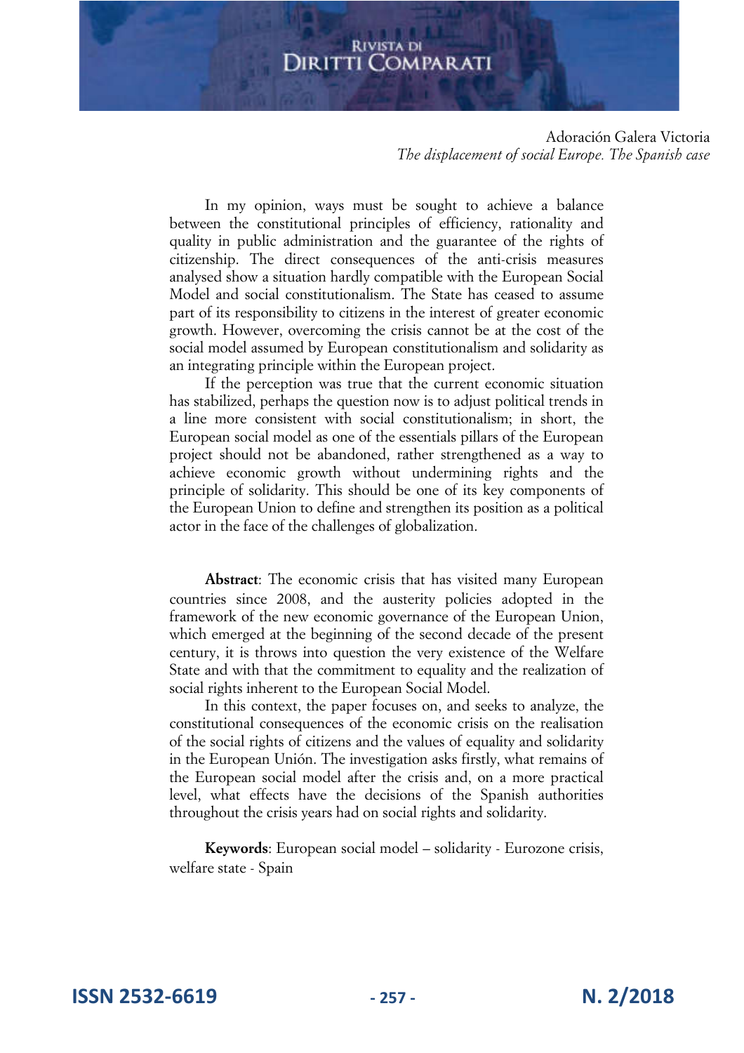In my opinion, ways must be sought to achieve a balance between the constitutional principles of efficiency, rationality and quality in public administration and the guarantee of the rights of citizenship. The direct consequences of the anti-crisis measures analysed show a situation hardly compatible with the European Social Model and social constitutionalism. The State has ceased to assume part of its responsibility to citizens in the interest of greater economic growth. However, overcoming the crisis cannot be at the cost of the social model assumed by European constitutionalism and solidarity as an integrating principle within the European project.

If the perception was true that the current economic situation has stabilized, perhaps the question now is to adjust political trends in a line more consistent with social constitutionalism; in short, the European social model as one of the essentials pillars of the European project should not be abandoned, rather strengthened as a way to achieve economic growth without undermining rights and the principle of solidarity. This should be one of its key components of the European Union to define and strengthen its position as a political actor in the face of the challenges of globalization.

**Abstract**: The economic crisis that has visited many European countries since 2008, and the austerity policies adopted in the framework of the new economic governance of the European Union, which emerged at the beginning of the second decade of the present century, it is throws into question the very existence of the Welfare State and with that the commitment to equality and the realization of social rights inherent to the European Social Model.

In this context, the paper focuses on, and seeks to analyze, the constitutional consequences of the economic crisis on the realisation of the social rights of citizens and the values of equality and solidarity in the European Unión. The investigation asks firstly, what remains of the European social model after the crisis and, on a more practical level, what effects have the decisions of the Spanish authorities throughout the crisis years had on social rights and solidarity.

**Keywords**: European social model – solidarity - Eurozone crisis, welfare state - Spain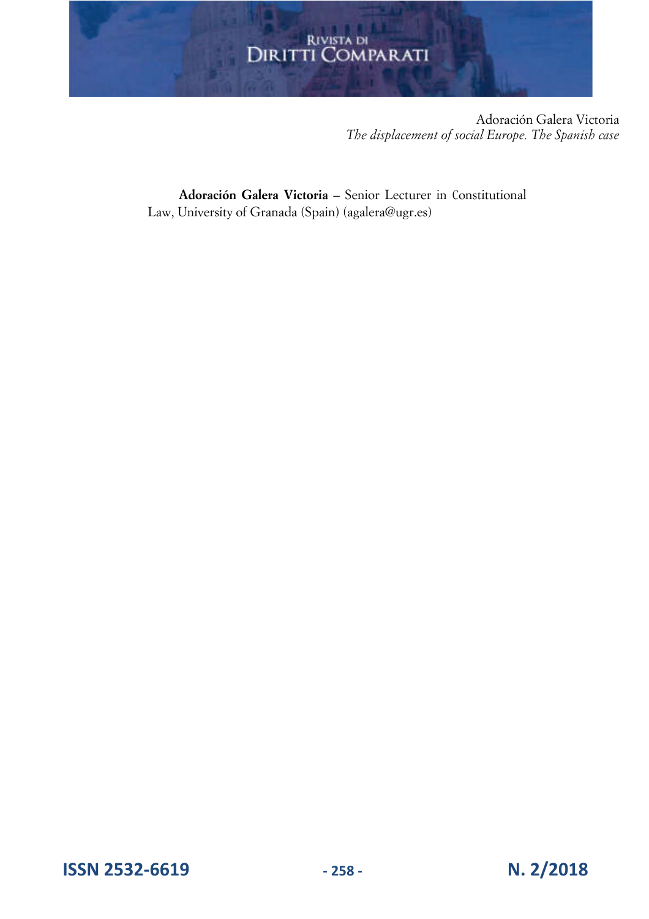**Adoración Galera Victoria** – Senior Lecturer in Constitutional Law, University of Granada (Spain) (agalera@ugr.es)